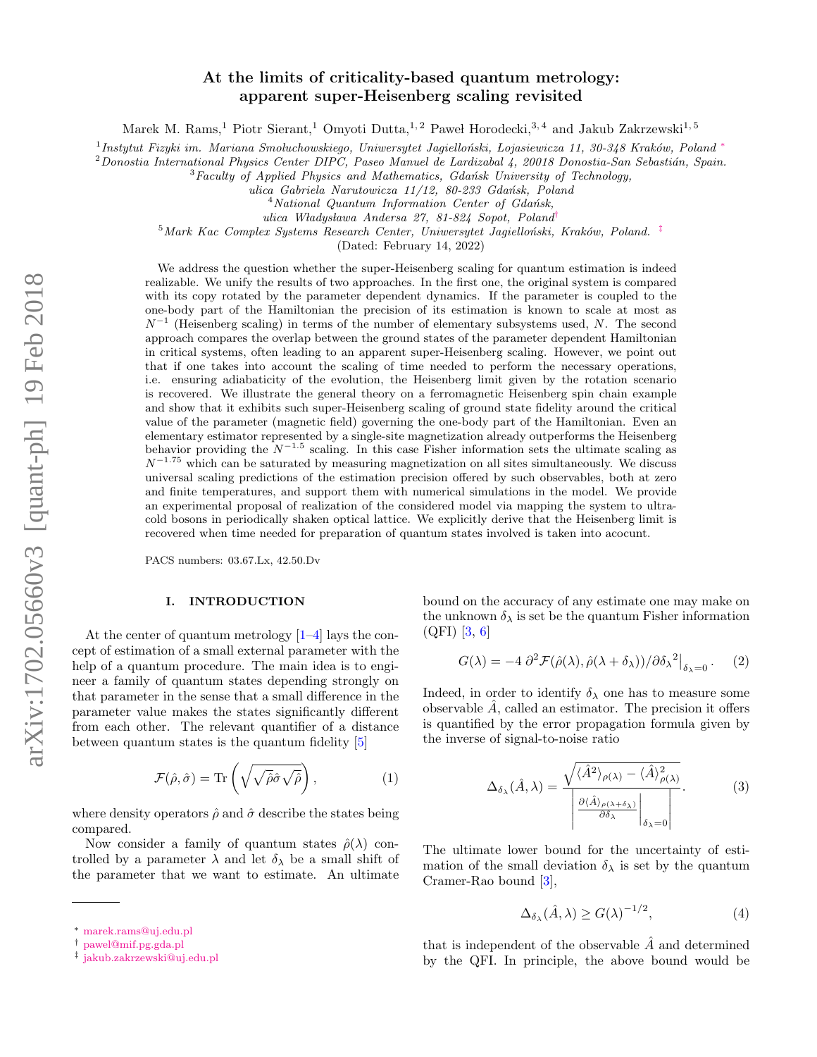# At the limits of criticality-based quantum metrology: apparent super-Heisenberg scaling revisited

Marek M. Rams,[1] Piotr Sierant,[1] Omyoti Dutta,[1,2] Paweł Horodecki,[3,4] and Jakub Zakrzewski[1,5]

[1] *Instytut Fizyki im. Mariana Smoluchowskiego, Uniwersytet Jagielloński, Lojasiewicza 11, 30-348 Kraków, Poland* [*]
[2] *Donostia International Physics Center DIPC, Paseo Manuel de Lardizabal 4, 20018 Donostia-San Sebastián, Spain.*
[3] *Faculty of Applied Physics and Mathematics, Gdańsk University of Technology, ulica Gabriela Narutowicza 11/12, 80-233 Gdańsk, Poland*
[4] *National Quantum Information Center of Gdańsk, ulica Władysława Andersa 27, 81-824 Sopot, Poland* [†]
[5] *Mark Kac Complex Systems Research Center, Uniwersytet Jagielloński, Kraków, Poland.* [‡]

(Dated: February 14, 2022)

We address the question whether the super-Heisenberg scaling for quantum estimation is indeed realizable. We unify the results of two approaches. In the first one, the original system is compared with its copy rotated by the parameter dependent dynamics. If the parameter is coupled to the one-body part of the Hamiltonian the precision of its estimation is known to scale at most as $N^{-1}$ (Heisenberg scaling) in terms of the number of elementary subsystems used, $N$. The second approach compares the overlap between the ground states of the parameter dependent Hamiltonian in critical systems, often leading to an apparent super-Heisenberg scaling. However, we point out that if one takes into account the scaling of time needed to perform the necessary operations, i.e. ensuring adiabaticity of the evolution, the Heisenberg limit given by the rotation scenario is recovered. We illustrate the general theory on a ferromagnetic Heisenberg spin chain example and show that it exhibits such super-Heisenberg scaling of ground state fidelity around the critical value of the parameter (magnetic field) governing the one-body part of the Hamiltonian. Even an elementary estimator represented by a single-site magnetization already outperforms the Heisenberg behavior providing the $N^{-1.5}$ scaling. In this case Fisher information sets the ultimate scaling as $N^{-1.75}$ which can be saturated by measuring magnetization on all sites simultaneously. We discuss universal scaling predictions of the estimation precision offered by such observables, both at zero and finite temperatures, and support them with numerical simulations in the model. We provide an experimental proposal of realization of the considered model via mapping the system to ultracold bosons in periodically shaken optical lattice. We explicitly derive that the Heisenberg limit is recovered when time needed for preparation of quantum states involved is taken into acocunt.

PACS numbers: 03.67.Lx, 42.50.Dv

## I. INTRODUCTION

At the center of quantum metrology [1–4] lays the concept of estimation of a small external parameter with the help of a quantum procedure. The main idea is to engineer a family of quantum states depending strongly on that parameter in the sense that a small difference in the parameter value makes the states significantly different from each other. The relevant quantifier of a distance between quantum states is the quantum fidelity [5]

$$\mathcal{F}(\hat{\rho},\hat{\sigma}) = \mathrm{Tr}\left(\sqrt{\sqrt{\hat{\rho}}\hat{\sigma}\sqrt{\hat{\rho}}}\right), \tag{1}$$

where density operators $\hat{\rho}$ and $\hat{\sigma}$ describe the states being compared.

Now consider a family of quantum states $\hat{\rho}(\lambda)$ controlled by a parameter $\lambda$ and let $\delta_\lambda$ be a small shift of the parameter that we want to estimate. An ultimate bound on the accuracy of any estimate one may make on the unknown $\delta_\lambda$ is set be the quantum Fisher information (QFI) [3, 6]

$$G(\lambda) = -4\, \partial^2 \mathcal{F}(\hat{\rho}(\lambda), \hat{\rho}(\lambda+\delta_\lambda))/\partial {\delta_\lambda}^2\big|_{\delta_\lambda=0}. \tag{2}$$

Indeed, in order to identify $\delta_\lambda$ one has to measure some observable $\hat{A}$, called an estimator. The precision it offers is quantified by the error propagation formula given by the inverse of signal-to-noise ratio

$$\Delta_{\delta_\lambda}(\hat{A},\lambda) = \frac{\sqrt{\langle \hat{A}^2\rangle_{\rho(\lambda)} - \langle \hat{A}\rangle^2_{\rho(\lambda)}}}{\left|\frac{\partial \langle \hat{A}\rangle_{\rho(\lambda+\delta_\lambda)}}{\partial \delta_\lambda}\Big|_{\delta_\lambda=0}\right|}. \tag{3}$$

The ultimate lower bound for the uncertainty of estimation of the small deviation $\delta_\lambda$ is set by the quantum Cramer-Rao bound [3],

$$\Delta_{\delta_\lambda}(\hat{A},\lambda) \geq G(\lambda)^{-1/2}, \tag{4}$$

that is independent of the observable $\hat{A}$ and determined by the QFI. In principle, the above bound would be

[*] marek.rams@uj.edu.pl
[†] pawel@mif.pg.gda.pl
[‡] jakub.zakrzewski@uj.edu.pl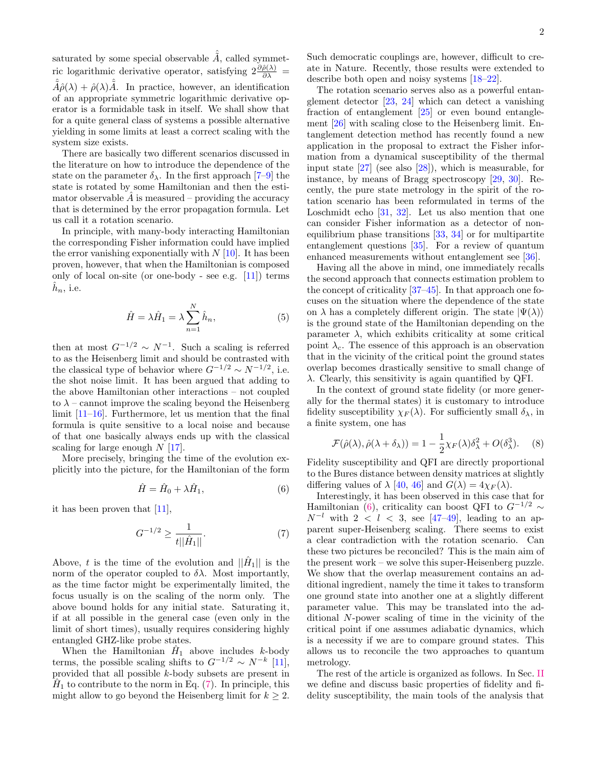saturated by some special observable $\hat{\hat{A}}$, called symmetric logarithmic derivative operator, satisfying $2\frac{\partial\hat{\rho}(\lambda)}{\partial\lambda} = \hat{\hat{A}}\hat{\rho}(\lambda) + \hat{\rho}(\lambda)\hat{\hat{A}}$. In practice, however, an identification of an appropriate symmetric logarithmic derivative operator is a formidable task in itself. We shall show that for a quite general class of systems a possible alternative yielding in some limits at least a correct scaling with the system size exists.

There are basically two different scenarios discussed in the literature on how to introduce the dependence of the state on the parameter $\delta_\lambda$. In the first approach [7–9] the state is rotated by some Hamiltonian and then the estimator observable $\hat{A}$ is measured – providing the accuracy that is determined by the error propagation formula. Let us call it a rotation scenario.

In principle, with many-body interacting Hamiltonian the corresponding Fisher information could have implied the error vanishing exponentially with $N$ [10]. It has been proven, however, that when the Hamiltonian is composed only of local on-site (or one-body - see e.g. [11]) terms $\hat{h}_n$, i.e.

$$\hat{H} = \lambda\hat{H}_1 = \lambda\sum_{n=1}^{N}\hat{h}_n, \tag{5}$$

then at most $G^{-1/2} \sim N^{-1}$. Such a scaling is referred to as the Heisenberg limit and should be contrasted with the classical type of behavior where $G^{-1/2} \sim N^{-1/2}$, i.e. the shot noise limit. It has been argued that adding to the above Hamiltonian other interactions – not coupled to $\lambda$ – cannot improve the scaling beyond the Heisenberg limit [11–16]. Furthermore, let us mention that the final formula is quite sensitive to a local noise and because of that one basically always ends up with the classical scaling for large enough $N$ [17].

More precisely, bringing the time of the evolution explicitly into the picture, for the Hamiltonian of the form

$$\hat{H} = \hat{H}_0 + \lambda\hat{H}_1, \tag{6}$$

it has been proven that [11],

$$G^{-1/2} \geq \frac{1}{t||\hat{H}_1||}. \tag{7}$$

Above, $t$ is the time of the evolution and $||\hat{H}_1||$ is the norm of the operator coupled to $\delta\lambda$. Most importantly, as the time factor might be experimentally limited, the focus usually is on the scaling of the norm only. The above bound holds for any initial state. Saturating it, if at all possible in the general case (even only in the limit of short times), usually requires considering highly entangled GHZ-like probe states.

When the Hamiltonian $\hat{H}_1$ above includes $k$-body terms, the possible scaling shifts to $G^{-1/2} \sim N^{-k}$ [11], provided that all possible $k$-body subsets are present in $\hat{H}_1$ to contribute to the norm in Eq. (7). In principle, this might allow to go beyond the Heisenberg limit for $k \geq 2$. Such democratic couplings are, however, difficult to create in Nature. Recently, those results were extended to describe both open and noisy systems [18–22].

The rotation scenario serves also as a powerful entanglement detector [23, 24] which can detect a vanishing fraction of entanglement [25] or even bound entanglement [26] with scaling close to the Heisenberg limit. Entanglement detection method has recently found a new application in the proposal to extract the Fisher information from a dynamical susceptibility of the thermal input state [27] (see also [28]), which is measurable, for instance, by means of Bragg spectroscopy [29, 30]. Recently, the pure state metrology in the spirit of the rotation scenario has been reformulated in terms of the Loschmidt echo [31, 32]. Let us also mention that one can consider Fisher information as a detector of non-equilibrium phase transitions [33, 34] or for multipartite entanglement questions [35]. For a review of quantum enhanced measurements without entanglement see [36].

Having all the above in mind, one immediately recalls the second approach that connects estimation problem to the concept of criticality [37–45]. In that approach one focuses on the situation where the dependence of the state on $\lambda$ has a completely different origin. The state $|\Psi(\lambda)\rangle$ is the ground state of the Hamiltonian depending on the parameter $\lambda$, which exhibits criticality at some critical point $\lambda_c$. The essence of this approach is an observation that in the vicinity of the critical point the ground states overlap becomes drastically sensitive to small change of $\lambda$. Clearly, this sensitivity is again quantified by QFI.

In the context of ground state fidelity (or more generally for the thermal states) it is customary to introduce fidelity susceptibility $\chi_F(\lambda)$. For sufficiently small $\delta_\lambda$, in a finite system, one has

$$\mathcal{F}(\hat{\rho}(\lambda), \hat{\rho}(\lambda+\delta_\lambda)) = 1 - \frac{1}{2}\chi_F(\lambda)\delta_\lambda^2 + O(\delta_\lambda^3). \tag{8}$$

Fidelity susceptibility and QFI are directly proportional to the Bures distance between density matrices at slightly differing values of $\lambda$ [40, 46] and $G(\lambda) = 4\chi_F(\lambda)$.

Interestingly, it has been observed in this case that for Hamiltonian (6), criticality can boost QFI to $G^{-1/2} \sim N^{-l}$ with $2 < l < 3$, see [47–49], leading to an apparent super-Heisenberg scaling. There seems to exist a clear contradiction with the rotation scenario. Can these two pictures be reconciled? This is the main aim of the present work – we solve this super-Heisenberg puzzle. We show that the overlap measurement contains an additional ingredient, namely the time it takes to transform one ground state into another one at a slightly different parameter value. This may be translated into the additional $N$-power scaling of time in the vicinity of the critical point if one assumes adiabatic dynamics, which is a necessity if we are to compare ground states. This allows us to reconcile the two approaches to quantum metrology.

The rest of the article is organized as follows. In Sec. II we define and discuss basic properties of fidelity and fidelity susceptibility, the main tools of the analysis that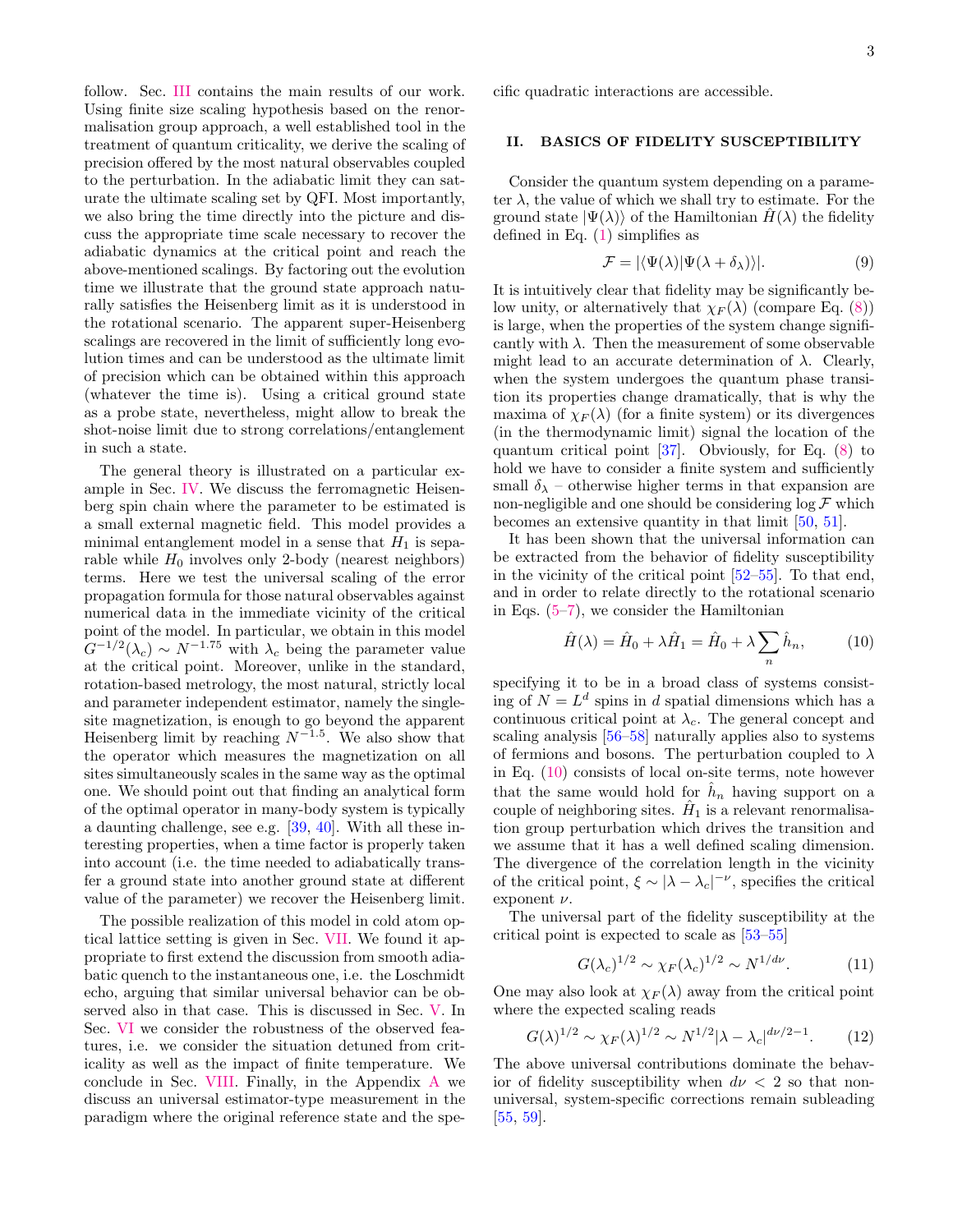follow. Sec. III contains the main results of our work. Using finite size scaling hypothesis based on the renormalisation group approach, a well established tool in the treatment of quantum criticality, we derive the scaling of precision offered by the most natural observables coupled to the perturbation. In the adiabatic limit they can saturate the ultimate scaling set by QFI. Most importantly, we also bring the time directly into the picture and discuss the appropriate time scale necessary to recover the adiabatic dynamics at the critical point and reach the above-mentioned scalings. By factoring out the evolution time we illustrate that the ground state approach naturally satisfies the Heisenberg limit as it is understood in the rotational scenario. The apparent super-Heisenberg scalings are recovered in the limit of sufficiently long evolution times and can be understood as the ultimate limit of precision which can be obtained within this approach (whatever the time is). Using a critical ground state as a probe state, nevertheless, might allow to break the shot-noise limit due to strong correlations/entanglement in such a state.

The general theory is illustrated on a particular example in Sec. IV. We discuss the ferromagnetic Heisenberg spin chain where the parameter to be estimated is a small external magnetic field. This model provides a minimal entanglement model in a sense that $H_1$ is separable while $H_0$ involves only 2-body (nearest neighbors) terms. Here we test the universal scaling of the error propagation formula for those natural observables against numerical data in the immediate vicinity of the critical point of the model. In particular, we obtain in this model $G^{-1/2}(\lambda_c) \sim N^{-1.75}$ with $\lambda_c$ being the parameter value at the critical point. Moreover, unlike in the standard, rotation-based metrology, the most natural, strictly local and parameter independent estimator, namely the single-site magnetization, is enough to go beyond the apparent Heisenberg limit by reaching $N^{-1.5}$. We also show that the operator which measures the magnetization on all sites simultaneously scales in the same way as the optimal one. We should point out that finding an analytical form of the optimal operator in many-body system is typically a daunting challenge, see e.g. [39, 40]. With all these interesting properties, when a time factor is properly taken into account (i.e. the time needed to adiabatically transfer a ground state into another ground state at different value of the parameter) we recover the Heisenberg limit.

The possible realization of this model in cold atom optical lattice setting is given in Sec. VII. We found it appropriate to first extend the discussion from smooth adiabatic quench to the instantaneous one, i.e. the Loschmidt echo, arguing that similar universal behavior can be observed also in that case. This is discussed in Sec. V. In Sec. VI we consider the robustness of the observed features, i.e. we consider the situation detuned from criticality as well as the impact of finite temperature. We conclude in Sec. VIII. Finally, in the Appendix A we discuss an universal estimator-type measurement in the paradigm where the original reference state and the specific quadratic interactions are accessible.

## II. BASICS OF FIDELITY SUSCEPTIBILITY

Consider the quantum system depending on a parameter $\lambda$, the value of which we shall try to estimate. For the ground state $|\Psi(\lambda)\rangle$ of the Hamiltonian $\hat{H}(\lambda)$ the fidelity defined in Eq. (1) simplifies as

$$\mathcal{F} = |\langle\Psi(\lambda)|\Psi(\lambda + \delta_\lambda)\rangle|. \tag{9}$$

It is intuitively clear that fidelity may be significantly below unity, or alternatively that $\chi_F(\lambda)$ (compare Eq. (8)) is large, when the properties of the system change significantly with $\lambda$. Then the measurement of some observable might lead to an accurate determination of $\lambda$. Clearly, when the system undergoes the quantum phase transition its properties change dramatically, that is why the maxima of $\chi_F(\lambda)$ (for a finite system) or its divergences (in the thermodynamic limit) signal the location of the quantum critical point [37]. Obviously, for Eq. (8) to hold we have to consider a finite system and sufficiently small $\delta_\lambda$ – otherwise higher terms in that expansion are non-negligible and one should be considering $\log \mathcal{F}$ which becomes an extensive quantity in that limit [50, 51].

It has been shown that the universal information can be extracted from the behavior of fidelity susceptibility in the vicinity of the critical point [52–55]. To that end, and in order to relate directly to the rotational scenario in Eqs. (5–7), we consider the Hamiltonian

$$\hat{H}(\lambda) = \hat{H}_0 + \lambda\hat{H}_1 = \hat{H}_0 + \lambda\sum_n \hat{h}_n, \tag{10}$$

specifying it to be in a broad class of systems consisting of $N = L^d$ spins in $d$ spatial dimensions which has a continuous critical point at $\lambda_c$. The general concept and scaling analysis [56–58] naturally applies also to systems of fermions and bosons. The perturbation coupled to $\lambda$ in Eq. (10) consists of local on-site terms, note however that the same would hold for $\hat{h}_n$ having support on a couple of neighboring sites. $\hat{H}_1$ is a relevant renormalisation group perturbation which drives the transition and we assume that it has a well defined scaling dimension. The divergence of the correlation length in the vicinity of the critical point, $\xi \sim |\lambda - \lambda_c|^{-\nu}$, specifies the critical exponent $\nu$.

The universal part of the fidelity susceptibility at the critical point is expected to scale as [53–55]

$$G(\lambda_c)^{1/2} \sim \chi_F(\lambda_c)^{1/2} \sim N^{1/d\nu}. \tag{11}$$

One may also look at $\chi_F(\lambda)$ away from the critical point where the expected scaling reads

$$G(\lambda)^{1/2} \sim \chi_F(\lambda)^{1/2} \sim N^{1/2}|\lambda - \lambda_c|^{d\nu/2-1}. \tag{12}$$

The above universal contributions dominate the behavior of fidelity susceptibility when $d\nu < 2$ so that non-universal, system-specific corrections remain subleading [55, 59].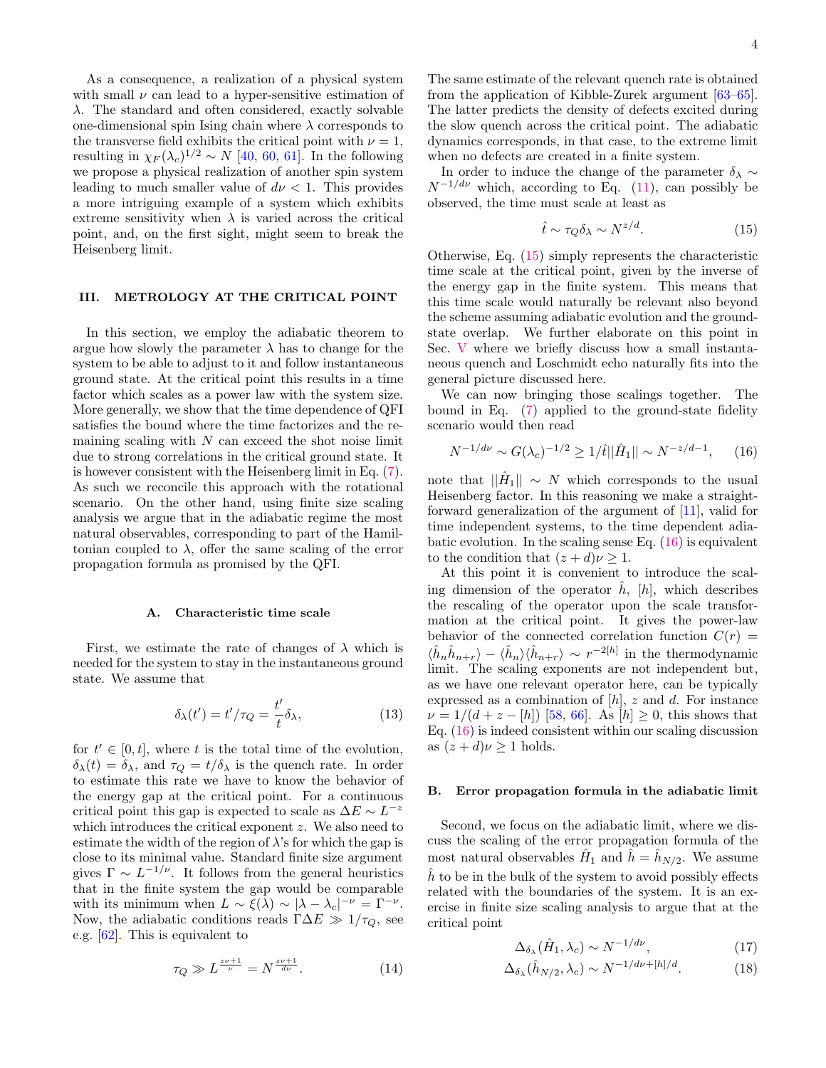As a consequence, a realization of a physical system with small $\nu$ can lead to a hyper-sensitive estimation of $\lambda$. The standard and often considered, exactly solvable one-dimensional spin Ising chain where $\lambda$ corresponds to the transverse field exhibits the critical point with $\nu = 1$, resulting in $\chi_F(\lambda_c)^{1/2} \sim N$ [40, 60, 61]. In the following we propose a physical realization of another spin system leading to much smaller value of $d\nu < 1$. This provides a more intriguing example of a system which exhibits extreme sensitivity when $\lambda$ is varied across the critical point, and, on the first sight, might seem to break the Heisenberg limit.

## III. METROLOGY AT THE CRITICAL POINT

In this section, we employ the adiabatic theorem to argue how slowly the parameter $\lambda$ has to change for the system to be able to adjust to it and follow instantaneous ground state. At the critical point this results in a time factor which scales as a power law with the system size. More generally, we show that the time dependence of QFI satisfies the bound where the time factorizes and the remaining scaling with $N$ can exceed the shot noise limit due to strong correlations in the critical ground state. It is however consistent with the Heisenberg limit in Eq. (7). As such we reconcile this approach with the rotational scenario. On the other hand, using finite size scaling analysis we argue that in the adiabatic regime the most natural observables, corresponding to part of the Hamiltonian coupled to $\lambda$, offer the same scaling of the error propagation formula as promised by the QFI.

### A. Characteristic time scale

First, we estimate the rate of changes of $\lambda$ which is needed for the system to stay in the instantaneous ground state. We assume that

$$\delta_\lambda(t') = t'/\tau_Q = \frac{t'}{t}\delta_\lambda, \tag{13}$$

for $t' \in [0, t]$, where $t$ is the total time of the evolution, $\delta_\lambda(t) = \delta_\lambda$, and $\tau_Q = t/\delta_\lambda$ is the quench rate. In order to estimate this rate we have to know the behavior of the energy gap at the critical point. For a continuous critical point this gap is expected to scale as $\Delta E \sim L^{-z}$ which introduces the critical exponent $z$. We also need to estimate the width of the region of $\lambda$'s for which the gap is close to its minimal value. Standard finite size argument gives $\Gamma \sim L^{-1/\nu}$. It follows from the general heuristics that in the finite system the gap would be comparable with its minimum when $L \sim \xi(\lambda) \sim |\lambda - \lambda_c|^{-\nu} = \Gamma^{-\nu}$. Now, the adiabatic conditions reads $\Gamma \Delta E \gg 1/\tau_Q$, see e.g. [62]. This is equivalent to

$$\tau_Q \gg L^{\frac{z\nu+1}{\nu}} = N^{\frac{z\nu+1}{d\nu}}. \tag{14}$$

The same estimate of the relevant quench rate is obtained from the application of Kibble-Zurek argument [63–65]. The latter predicts the density of defects excited during the slow quench across the critical point. The adiabatic dynamics corresponds, in that case, to the extreme limit when no defects are created in a finite system.

In order to induce the change of the parameter $\delta_\lambda \sim N^{-1/d\nu}$ which, according to Eq. (11), can possibly be observed, the time must scale at least as

$$\hat{t} \sim \tau_Q \delta_\lambda \sim N^{z/d}. \tag{15}$$

Otherwise, Eq. (15) simply represents the characteristic time scale at the critical point, given by the inverse of the energy gap in the finite system. This means that this time scale would naturally be relevant also beyond the scheme assuming adiabatic evolution and the ground-state overlap. We further elaborate on this point in Sec. V where we briefly discuss how a small instantaneous quench and Loschmidt echo naturally fits into the general picture discussed here.

We can now bringing those scalings together. The bound in Eq. (7) applied to the ground-state fidelity scenario would then read

$$N^{-1/d\nu} \sim G(\lambda_c)^{-1/2} \geq 1/\hat{t}||\hat{H}_1|| \sim N^{-z/d-1}, \tag{16}$$

note that $||\hat{H}_1|| \sim N$ which corresponds to the usual Heisenberg factor. In this reasoning we make a straightforward generalization of the argument of [11], valid for time independent systems, to the time dependent adiabatic evolution. In the scaling sense Eq. (16) is equivalent to the condition that $(z + d)\nu \geq 1$.

At this point it is convenient to introduce the scaling dimension of the operator $\hat{h}$, $[h]$, which describes the rescaling of the operator upon the scale transformation at the critical point. It gives the power-law behavior of the connected correlation function $C(r) = \langle \hat{h}_n \hat{h}_{n+r}\rangle - \langle \hat{h}_n\rangle\langle \hat{h}_{n+r}\rangle \sim r^{-2[h]}$ in the thermodynamic limit. The scaling exponents are not independent but, as we have one relevant operator here, can be typically expressed as a combination of $[h]$, $z$ and $d$. For instance $\nu = 1/(d + z - [h])$ [58, 66]. As $[h] \geq 0$, this shows that Eq. (16) is indeed consistent within our scaling discussion as $(z + d)\nu \geq 1$ holds.

### B. Error propagation formula in the adiabatic limit

Second, we focus on the adiabatic limit, where we discuss the scaling of the error propagation formula of the most natural observables $\hat{H}_1$ and $\hat{h} = \hat{h}_{N/2}$. We assume $\hat{h}$ to be in the bulk of the system to avoid possibly effects related with the boundaries of the system. It is an exercise in finite size scaling analysis to argue that at the critical point

$$\Delta_{\delta_\lambda}(\hat{H}_1, \lambda_c) \sim N^{-1/d\nu}, \tag{17}$$

$$\Delta_{\delta_\lambda}(\hat{h}_{N/2}, \lambda_c) \sim N^{-1/d\nu + [h]/d}. \tag{18}$$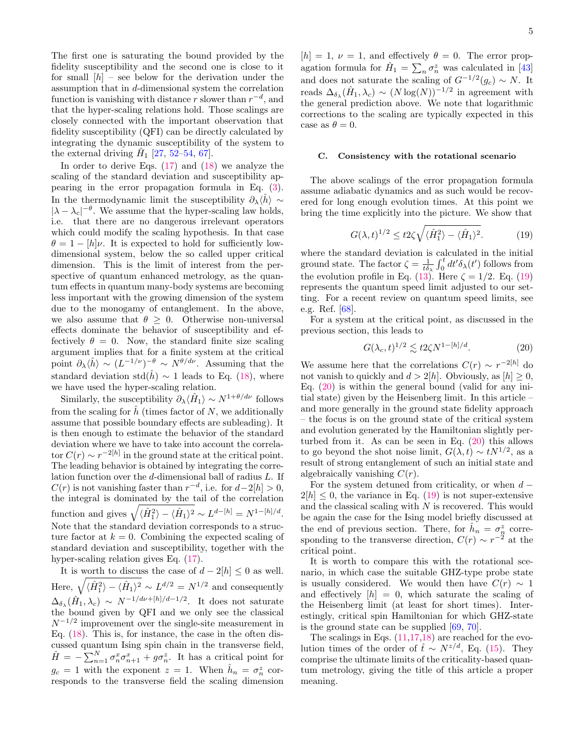The first one is saturating the bound provided by the fidelity susceptibility and the second one is close to it for small $[h]$ – see below for the derivation under the assumption that in $d$-dimensional system the correlation function is vanishing with distance $r$ slower than $r^{-d}$, and that the hyper-scaling relations hold. Those scalings are closely connected with the important observation that fidelity susceptibility (QFI) can be directly calculated by integrating the dynamic susceptibility of the system to the external driving $\hat{H}_1$ [27, 52–54, 67].

In order to derive Eqs. (17) and (18) we analyze the scaling of the standard deviation and susceptibility appearing in the error propagation formula in Eq. (3). In the thermodynamic limit the susceptibility $\partial_\lambda \langle \hat{h} \rangle \sim |\lambda - \lambda_c|^{-\theta}$. We assume that the hyper-scaling law holds, i.e. that there are no dangerous irrelevant operators which could modify the scaling hypothesis. In that case $\theta = 1 - [h]\nu$. It is expected to hold for sufficiently low-dimensional system, below the so called upper critical dimension. This is the limit of interest from the perspective of quantum enhanced metrology, as the quantum effects in quantum many-body systems are becoming less important with the growing dimension of the system due to the monogamy of entanglement. In the above, we also assume that $\theta \geq 0$. Otherwise non-universal effects dominate the behavior of susceptibility and effectively $\theta = 0$. Now, the standard finite size scaling argument implies that for a finite system at the critical point $\partial_\lambda \langle \hat{h} \rangle \sim (L^{-1/\nu})^{-\theta} \sim N^{\theta/d\nu}$. Assuming that the standard deviation $\mathrm{std}(\hat{h}) \sim 1$ leads to Eq. (18), where we have used the hyper-scaling relation.

Similarly, the susceptibility $\partial_\lambda \langle \hat{H}_1 \rangle \sim N^{1+\theta/d\nu}$ follows from the scaling for $\hat{h}$ (times factor of $N$, we additionally assume that possible boundary effects are subleading). It is then enough to estimate the behavior of the standard deviation where we have to take into account the correlator $C(r) \sim r^{-2[h]}$ in the ground state at the critical point. The leading behavior is obtained by integrating the correlation function over the $d$-dimensional ball of radius $L$. If $C(r)$ is not vanishing faster than $r^{-d}$, i.e. for $d - 2[h] > 0$, the integral is dominated by the tail of the correlation function and gives $\sqrt{\langle \hat{H}_1^2 \rangle - \langle \hat{H}_1 \rangle^2} \sim L^{d-[h]} = N^{1-[h]/d}$. Note that the standard deviation corresponds to a structure factor at $k = 0$. Combining the expected scaling of standard deviation and susceptibility, together with the hyper-scaling relation gives Eq. (17).

It is worth to discuss the case of $d - 2[h] \leq 0$ as well. Here, $\sqrt{\langle \hat{H}_1^2 \rangle - \langle \hat{H}_1 \rangle^2} \sim L^{d/2} = N^{1/2}$ and consequently $\Delta_{\delta_\lambda}(\hat{H}_1, \lambda_c) \sim N^{-1/d\nu + [h]/d - 1/2}$. It does not saturate the bound given by QFI and we only see the classical $N^{-1/2}$ improvement over the single-site measurement in Eq. (18). This is, for instance, the case in the often discussed quantum Ising spin chain in the transverse field, $\hat{H} = -\sum_{n=1}^{N} \sigma_n^x \sigma_{n+1}^x + g\sigma_n^z$. It has a critical point for $g_c = 1$ with the exponent $z = 1$. When $\hat{h}_n = \sigma_n^z$ corresponds to the transverse field the scaling dimension $[h] = 1$, $\nu = 1$, and effectively $\theta = 0$. The error propagation formula for $\hat{H}_1 = \sum_n \sigma_n^z$ was calculated in [43] and does not saturate the scaling of $G^{-1/2}(g_c) \sim N$. It reads $\Delta_{\delta_\lambda}(\hat{H}_1, \lambda_c) \sim (N \log(N))^{-1/2}$ in agreement with the general prediction above. We note that logarithmic corrections to the scaling are typically expected in this case as $\theta = 0$.

### C. Consistency with the rotational scenario

The above scalings of the error propagation formula assume adiabatic dynamics and as such would be recovered for long enough evolution times. At this point we bring the time explicitly into the picture. We show that

$$G(\lambda, t)^{1/2} \leq t 2\zeta \sqrt{\langle \hat{H}_1^2 \rangle - \langle \hat{H}_1 \rangle^2}. \tag{19}$$

where the standard deviation is calculated in the initial ground state. The factor $\zeta = \frac{1}{t\delta_\lambda} \int_0^t dt' \delta_\lambda(t')$ follows from the evolution profile in Eq. (13). Here $\zeta = 1/2$. Eq. (19) represents the quantum speed limit adjusted to our setting. For a recent review on quantum speed limits, see e.g. Ref. [68].

For a system at the critical point, as discussed in the previous section, this leads to

$$G(\lambda_c, t)^{1/2} \lesssim t 2\zeta N^{1-[h]/d}. \tag{20}$$

We assume here that the correlations $C(r) \sim r^{-2[h]}$ do not vanish to quickly and $d > 2[h]$. Obviously, as $[h] \geq 0$, Eq. (20) is within the general bound (valid for any initial state) given by the Heisenberg limit. In this article – and more generally in the ground state fidelity approach – the focus is on the ground state of the critical system and evolution generated by the Hamiltonian slightly perturbed from it. As can be seen in Eq. (20) this allows to go beyond the shot noise limit, $G(\lambda, t) \sim t N^{1/2}$, as a result of strong entanglement of such an initial state and algebraically vanishing $C(r)$.

For the system detuned from criticality, or when $d - 2[h] \leq 0$, the variance in Eq. (19) is not super-extensive and the classical scaling with $N$ is recovered. This would be again the case for the Ising model briefly discussed at the end of previous section. There, for $\hat{h}_n = \sigma_n^z$ corresponding to the transverse direction, $C(r) \sim r^{-2}$ at the critical point.

It is worth to compare this with the rotational scenario, in which case the suitable GHZ-type probe state is usually considered. We would then have $C(r) \sim 1$ and effectively $[h] = 0$, which saturate the scaling of the Heisenberg limit (at least for short times). Interestingly, critical spin Hamiltonian for which GHZ-state is the ground state can be supplied [69, 70].

The scalings in Eqs. (11,17,18) are reached for the evolution times of the order of $\hat{t} \sim N^{z/d}$, Eq. (15). They comprise the ultimate limits of the criticality-based quantum metrology, giving the title of this article a proper meaning.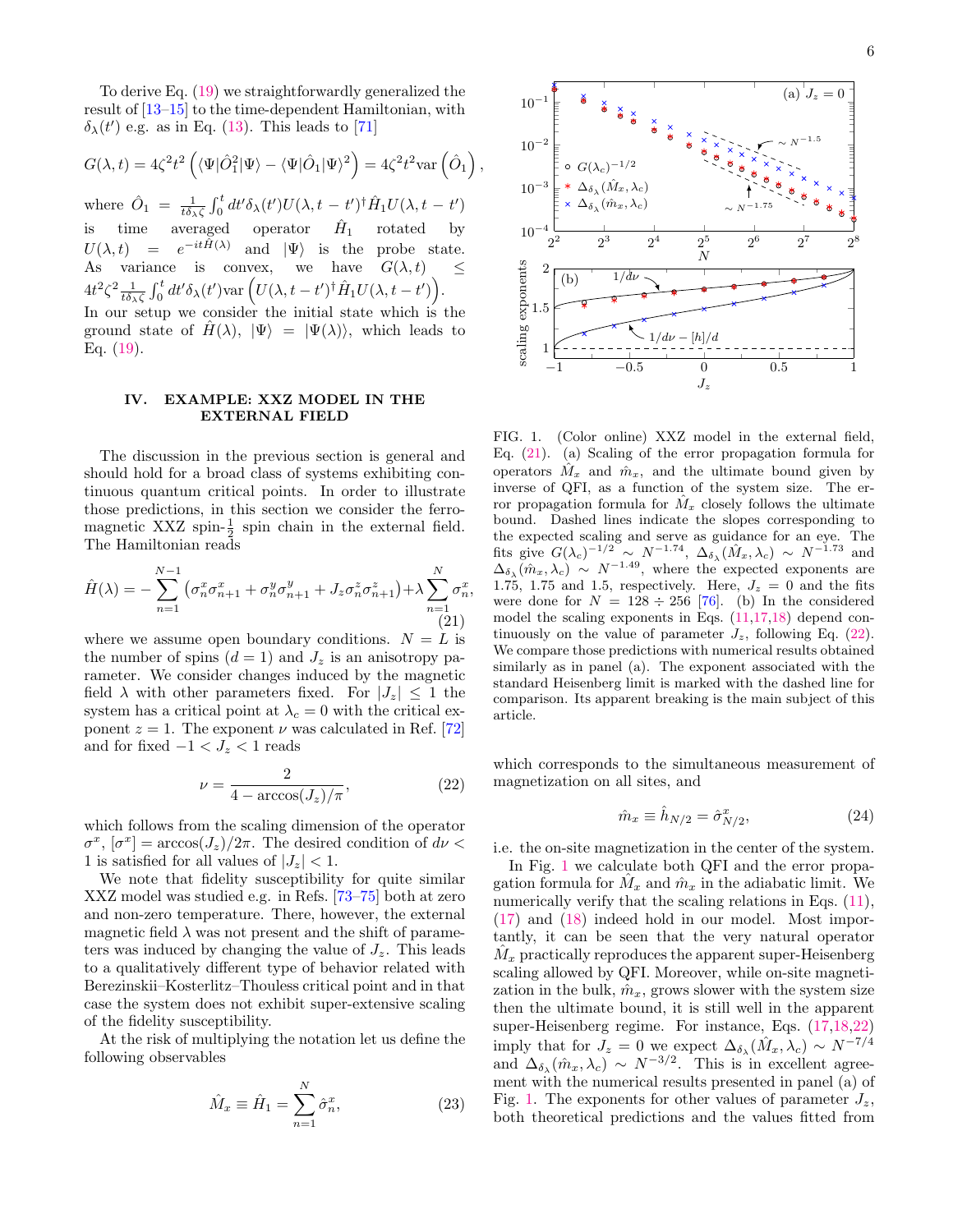To derive Eq. (19) we straightforwardly generalized the result of [13–15] to the time-dependent Hamiltonian, with $\delta_\lambda(t')$ e.g. as in Eq. (13). This leads to [71]

$$G(\lambda,t) = 4\zeta^2 t^2 \left(\langle\Psi|\hat{O}_1^2|\Psi\rangle - \langle\Psi|\hat{O}_1|\Psi\rangle^2\right) = 4\zeta^2 t^2 \mathrm{var}\left(\hat{O}_1\right),$$

where $\hat{O}_1 = \frac{1}{t\delta_\lambda\zeta}\int_0^t dt'\delta_\lambda(t')U(\lambda,t-t')^\dagger \hat{H}_1 U(\lambda,t-t')$ is time averaged operator $\hat{H}_1$ rotated by $U(\lambda,t) = e^{-it\hat{H}(\lambda)}$ and $|\Psi\rangle$ is the probe state. As variance is convex, we have $G(\lambda,t) \leq 4t^2\zeta^2\frac{1}{t\delta_\lambda\zeta}\int_0^t dt'\delta_\lambda(t')\mathrm{var}\left(U(\lambda,t-t')^\dagger\hat{H}_1U(\lambda,t-t')\right)$. In our setup we consider the initial state which is the ground state of $\hat{H}(\lambda)$, $|\Psi\rangle = |\Psi(\lambda)\rangle$, which leads to Eq. (19).

## IV. EXAMPLE: XXZ MODEL IN THE EXTERNAL FIELD

The discussion in the previous section is general and should hold for a broad class of systems exhibiting continuous quantum critical points. In order to illustrate those predictions, in this section we consider the ferromagnetic XXZ spin-$\frac{1}{2}$ spin chain in the external field. The Hamiltonian reads

$$\hat{H}(\lambda) = -\sum_{n=1}^{N-1}\left(\sigma_n^x\sigma_{n+1}^x + \sigma_n^y\sigma_{n+1}^y + J_z\sigma_n^z\sigma_{n+1}^z\right) + \lambda\sum_{n=1}^{N}\sigma_n^x, \tag{21}$$

where we assume open boundary conditions. $N = L$ is the number of spins ($d = 1$) and $J_z$ is an anisotropy parameter. We consider changes induced by the magnetic field $\lambda$ with other parameters fixed. For $|J_z| \leq 1$ the system has a critical point at $\lambda_c = 0$ with the critical exponent $z = 1$. The exponent $\nu$ was calculated in Ref. [72] and for fixed $-1 < J_z < 1$ reads

$$\nu = \frac{2}{4 - \arccos(J_z)/\pi}, \tag{22}$$

which follows from the scaling dimension of the operator $\sigma^x$, $[\sigma^x] = \arccos(J_z)/2\pi$. The desired condition of $d\nu < 1$ is satisfied for all values of $|J_z| < 1$.

We note that fidelity susceptibility for quite similar XXZ model was studied e.g. in Refs. [73–75] both at zero and non-zero temperature. There, however, the external magnetic field $\lambda$ was not present and the shift of parameters was induced by changing the value of $J_z$. This leads to a qualitatively different type of behavior related with Berezinskii–Kosterlitz–Thouless critical point and in that case the system does not exhibit super-extensive scaling of the fidelity susceptibility.

At the risk of multiplying the notation let us define the following observables

$$\hat{M}_x \equiv \hat{H}_1 = \sum_{n=1}^{N}\hat{\sigma}_n^x, \tag{23}$$

FIG. 1. (Color online) XXZ model in the external field, Eq. (21). (a) Scaling of the error propagation formula for operators $\hat{M}_x$ and $\hat{m}_x$, and the ultimate bound given by inverse of QFI, as a function of the system size. The error propagation formula for $\hat{M}_x$ closely follows the ultimate bound. Dashed lines indicate the slopes corresponding to the expected scaling and serve as guidance for an eye. The fits give $G(\lambda_c)^{-1/2} \sim N^{-1.74}$, $\Delta_{\delta_\lambda}(\hat{M}_x,\lambda_c) \sim N^{-1.73}$ and $\Delta_{\delta_\lambda}(\hat{m}_x,\lambda_c) \sim N^{-1.49}$, where the expected exponents are 1.75, 1.75 and 1.5, respectively. Here, $J_z = 0$ and the fits were done for $N = 128 \div 256$ [76]. (b) In the considered model the scaling exponents in Eqs. (11,17,18) depend continuously on the value of parameter $J_z$, following Eq. (22). We compare those predictions with numerical results obtained similarly as in panel (a). The exponent associated with the standard Heisenberg limit is marked with the dashed line for comparison. Its apparent breaking is the main subject of this article.

which corresponds to the simultaneous measurement of magnetization on all sites, and

$$\hat{m}_x \equiv \hat{h}_{N/2} = \hat{\sigma}_{N/2}^x, \tag{24}$$

i.e. the on-site magnetization in the center of the system.

In Fig. 1 we calculate both QFI and the error propagation formula for $\hat{M}_x$ and $\hat{m}_x$ in the adiabatic limit. We numerically verify that the scaling relations in Eqs. (11), (17) and (18) indeed hold in our model. Most importantly, it can be seen that the very natural operator $\hat{M}_x$ practically reproduces the apparent super-Heisenberg scaling allowed by QFI. Moreover, while on-site magnetization in the bulk, $\hat{m}_x$, grows slower with the system size then the ultimate bound, it is still well in the apparent super-Heisenberg regime. For instance, Eqs. (17,18,22) imply that for $J_z = 0$ we expect $\Delta_{\delta_\lambda}(\hat{M}_x,\lambda_c) \sim N^{-7/4}$ and $\Delta_{\delta_\lambda}(\hat{m}_x,\lambda_c) \sim N^{-3/2}$. This is in excellent agreement with the numerical results presented in panel (a) of Fig. 1. The exponents for other values of parameter $J_z$, both theoretical predictions and the values fitted from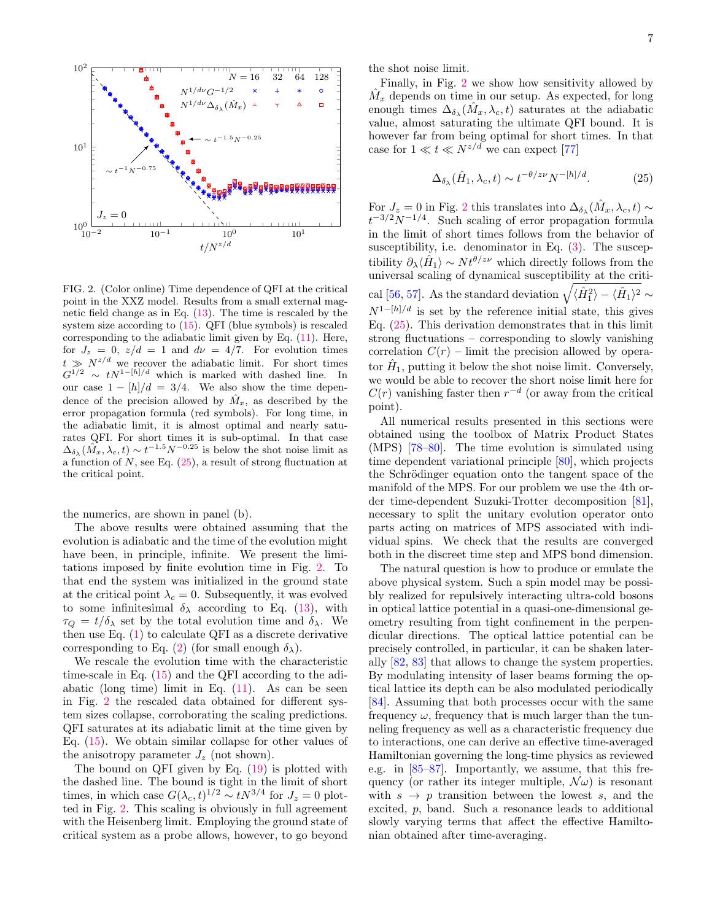FIG. 2. (Color online) Time dependence of QFI at the critical point in the XXZ model. Results from a small external magnetic field change as in Eq. (13). The time is rescaled by the system size according to (15). QFI (blue symbols) is rescaled corresponding to the adiabatic limit given by Eq. (11). Here, for $J_z = 0$, $z/d = 1$ and $d\nu = 4/7$. For evolution times $t \gg N^{z/d}$ we recover the adiabatic limit. For short times $G^{1/2} \sim tN^{1-[h]/d}$ which is marked with dashed line. In our case $1 - [h]/d = 3/4$. We also show the time dependence of the precision allowed by $\hat{M}_x$, as described by the error propagation formula (red symbols). For long time, in the adiabatic limit, it is almost optimal and nearly saturates QFI. For short times it is sub-optimal. In that case $\Delta_{\delta_\lambda}(\hat{M}_x, \lambda_c, t) \sim t^{-1.5}N^{-0.25}$ is below the shot noise limit as a function of $N$, see Eq. (25), a result of strong fluctuation at the critical point.

the numerics, are shown in panel (b).

The above results were obtained assuming that the evolution is adiabatic and the time of the evolution might have been, in principle, infinite. We present the limitations imposed by finite evolution time in Fig. 2. To that end the system was initialized in the ground state at the critical point $\lambda_c = 0$. Subsequently, it was evolved to some infinitesimal $\delta_\lambda$ according to Eq. (13), with $\tau_Q = t/\delta_\lambda$ set by the total evolution time and $\delta_\lambda$. We then use Eq. (1) to calculate QFI as a discrete derivative corresponding to Eq. (2) (for small enough $\delta_\lambda$).

We rescale the evolution time with the characteristic time-scale in Eq. (15) and the QFI according to the adiabatic (long time) limit in Eq. (11). As can be seen in Fig. 2 the rescaled data obtained for different system sizes collapse, corroborating the scaling predictions. QFI saturates at its adiabatic limit at the time given by Eq. (15). We obtain similar collapse for other values of the anisotropy parameter $J_z$ (not shown).

The bound on QFI given by Eq. (19) is plotted with the dashed line. The bound is tight in the limit of short times, in which case $G(\lambda_c, t)^{1/2} \sim tN^{3/4}$ for $J_z = 0$ plotted in Fig. 2. This scaling is obviously in full agreement with the Heisenberg limit. Employing the ground state of critical system as a probe allows, however, to go beyond the shot noise limit.

Finally, in Fig. 2 we show how sensitivity allowed by $\hat{M}_x$ depends on time in our setup. As expected, for long enough times $\Delta_{\delta_\lambda}(\hat{M}_x, \lambda_c, t)$ saturates at the adiabatic value, almost saturating the ultimate QFI bound. It is however far from being optimal for short times. In that case for $1 \ll t \ll N^{z/d}$ we can expect [77]

$$\Delta_{\delta_\lambda}(\hat{H}_1, \lambda_c, t) \sim t^{-\theta/z\nu}N^{-[h]/d}. \tag{25}$$

For $J_z = 0$ in Fig. 2 this translates into $\Delta_{\delta_\lambda}(\hat{M}_x, \lambda_c, t) \sim t^{-3/2}N^{-1/4}$. Such scaling of error propagation formula in the limit of short times follows from the behavior of susceptibility, i.e. denominator in Eq. (3). The susceptibility $\partial_\lambda \langle \hat{H}_1 \rangle \sim N t^{\theta/z\nu}$ which directly follows from the universal scaling of dynamical susceptibility at the critical [56, 57]. As the standard deviation $\sqrt{\langle \hat{H}_1^2 \rangle - \langle \hat{H}_1 \rangle^2} \sim N^{1-[h]/d}$ is set by the reference initial state, this gives Eq. (25). This derivation demonstrates that in this limit strong fluctuations – corresponding to slowly vanishing correlation $C(r)$ – limit the precision allowed by operator $\hat{H}_1$, putting it below the shot noise limit. Conversely, we would be able to recover the shot noise limit here for $C(r)$ vanishing faster then $r^{-d}$ (or away from the critical point).

All numerical results presented in this sections were obtained using the toolbox of Matrix Product States (MPS) [78–80]. The time evolution is simulated using time dependent variational principle [80], which projects the Schrödinger equation onto the tangent space of the manifold of the MPS. For our problem we use the 4th order time-dependent Suzuki-Trotter decomposition [81], necessary to split the unitary evolution operator onto parts acting on matrices of MPS associated with individual spins. We check that the results are converged both in the discreet time step and MPS bond dimension.

The natural question is how to produce or emulate the above physical system. Such a spin model may be possibly realized for repulsively interacting ultra-cold bosons in optical lattice potential in a quasi-one-dimensional geometry resulting from tight confinement in the perpendicular directions. The optical lattice potential can be precisely controlled, in particular, it can be shaken laterally [82, 83] that allows to change the system properties. By modulating intensity of laser beams forming the optical lattice its depth can be also modulated periodically [84]. Assuming that both processes occur with the same frequency $\omega$, frequency that is much larger than the tunneling frequency as well as a characteristic frequency due to interactions, one can derive an effective time-averaged Hamiltonian governing the long-time physics as reviewed e.g. in [85–87]. Importantly, we assume, that this frequency (or rather its integer multiple, $\mathcal{N}\omega$) is resonant with $s \to p$ transition between the lowest $s$, and the excited, $p$, band. Such a resonance leads to additional slowly varying terms that affect the effective Hamiltonian obtained after time-averaging.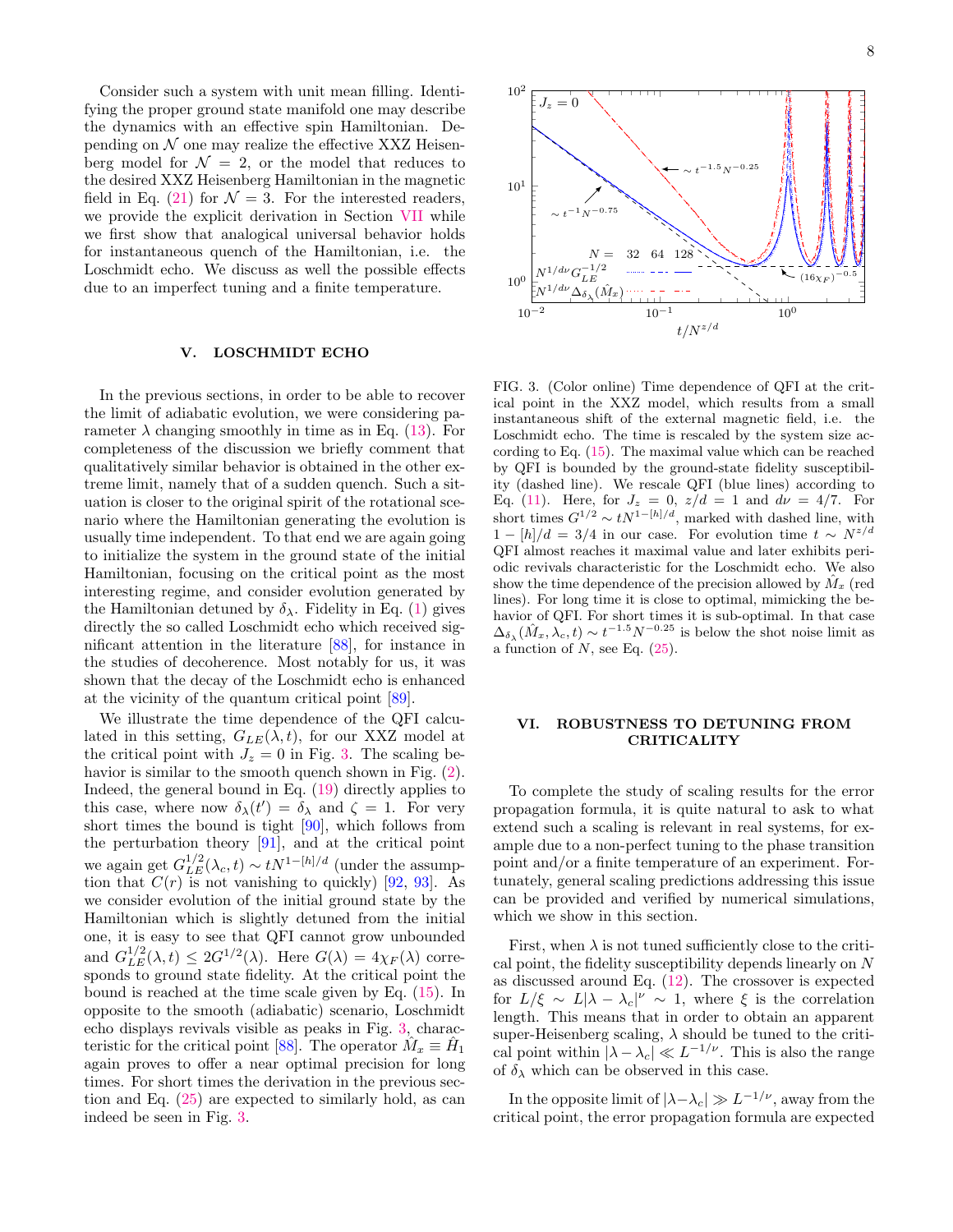Consider such a system with unit mean filling. Identifying the proper ground state manifold one may describe the dynamics with an effective spin Hamiltonian. Depending on $\mathcal{N}$ one may realize the effective XXZ Heisenberg model for $\mathcal{N} = 2$, or the model that reduces to the desired XXZ Heisenberg Hamiltonian in the magnetic field in Eq. (21) for $\mathcal{N} = 3$. For the interested readers, we provide the explicit derivation in Section VII while we first show that analogical universal behavior holds for instantaneous quench of the Hamiltonian, i.e. the Loschmidt echo. We discuss as well the possible effects due to an imperfect tuning and a finite temperature.

## V. LOSCHMIDT ECHO

In the previous sections, in order to be able to recover the limit of adiabatic evolution, we were considering parameter $\lambda$ changing smoothly in time as in Eq. (13). For completeness of the discussion we briefly comment that qualitatively similar behavior is obtained in the other extreme limit, namely that of a sudden quench. Such a situation is closer to the original spirit of the rotational scenario where the Hamiltonian generating the evolution is usually time independent. To that end we are again going to initialize the system in the ground state of the initial Hamiltonian, focusing on the critical point as the most interesting regime, and consider evolution generated by the Hamiltonian detuned by $\delta_\lambda$. Fidelity in Eq. (1) gives directly the so called Loschmidt echo which received significant attention in the literature [88], for instance in the studies of decoherence. Most notably for us, it was shown that the decay of the Loschmidt echo is enhanced at the vicinity of the quantum critical point [89].

We illustrate the time dependence of the QFI calculated in this setting, $G_{LE}(\lambda, t)$, for our XXZ model at the critical point with $J_z = 0$ in Fig. 3. The scaling behavior is similar to the smooth quench shown in Fig. (2). Indeed, the general bound in Eq. (19) directly applies to this case, where now $\delta_\lambda(t') = \delta_\lambda$ and $\zeta = 1$. For very short times the bound is tight [90], which follows from the perturbation theory [91], and at the critical point we again get $G^{1/2}_{LE}(\lambda_c, t) \sim tN^{1-[h]/d}$ (under the assumption that $C(r)$ is not vanishing to quickly) [92, 93]. As we consider evolution of the initial ground state by the Hamiltonian which is slightly detuned from the initial one, it is easy to see that QFI cannot grow unbounded and $G^{1/2}_{LE}(\lambda, t) \leq 2G^{1/2}(\lambda)$. Here $G(\lambda) = 4\chi_F(\lambda)$ corresponds to ground state fidelity. At the critical point the bound is reached at the time scale given by Eq. (15). In opposite to the smooth (adiabatic) scenario, Loschmidt echo displays revivals visible as peaks in Fig. 3, characteristic for the critical point [88]. The operator $\hat{M}_x \equiv \hat{H}_1$ again proves to offer a near optimal precision for long times. For short times the derivation in the previous section and Eq. (25) are expected to similarly hold, as can indeed be seen in Fig. 3.

FIG. 3. (Color online) Time dependence of QFI at the critical point in the XXZ model, which results from a small instantaneous shift of the external magnetic field, i.e. the Loschmidt echo. The time is rescaled by the system size according to Eq. (15). The maximal value which can be reached by QFI is bounded by the ground-state fidelity susceptibility (dashed line). We rescale QFI (blue lines) according to Eq. (11). Here, for $J_z = 0$, $z/d = 1$ and $d\nu = 4/7$. For short times $G^{1/2} \sim tN^{1-[h]/d}$, marked with dashed line, with $1 - [h]/d = 3/4$ in our case. For evolution time $t \sim N^{z/d}$ QFI almost reaches it maximal value and later exhibits periodic revivals characteristic for the Loschmidt echo. We also show the time dependence of the precision allowed by $\hat{M}_x$ (red lines). For long time it is close to optimal, mimicking the behavior of QFI. For short times it is sub-optimal. In that case $\Delta_{\delta_\lambda}(\hat{M}_x, \lambda_c, t) \sim t^{-1.5}N^{-0.25}$ is below the shot noise limit as a function of $N$, see Eq. (25).

## VI. ROBUSTNESS TO DETUNING FROM CRITICALITY

To complete the study of scaling results for the error propagation formula, it is quite natural to ask to what extend such a scaling is relevant in real systems, for example due to a non-perfect tuning to the phase transition point and/or a finite temperature of an experiment. Fortunately, general scaling predictions addressing this issue can be provided and verified by numerical simulations, which we show in this section.

First, when $\lambda$ is not tuned sufficiently close to the critical point, the fidelity susceptibility depends linearly on $N$ as discussed around Eq. (12). The crossover is expected for $L/\xi \sim L|\lambda - \lambda_c|^\nu \sim 1$, where $\xi$ is the correlation length. This means that in order to obtain an apparent super-Heisenberg scaling, $\lambda$ should be tuned to the critical point within $|\lambda - \lambda_c| \ll L^{-1/\nu}$. This is also the range of $\delta_\lambda$ which can be observed in this case.

In the opposite limit of $|\lambda - \lambda_c| \gg L^{-1/\nu}$, away from the critical point, the error propagation formula are expected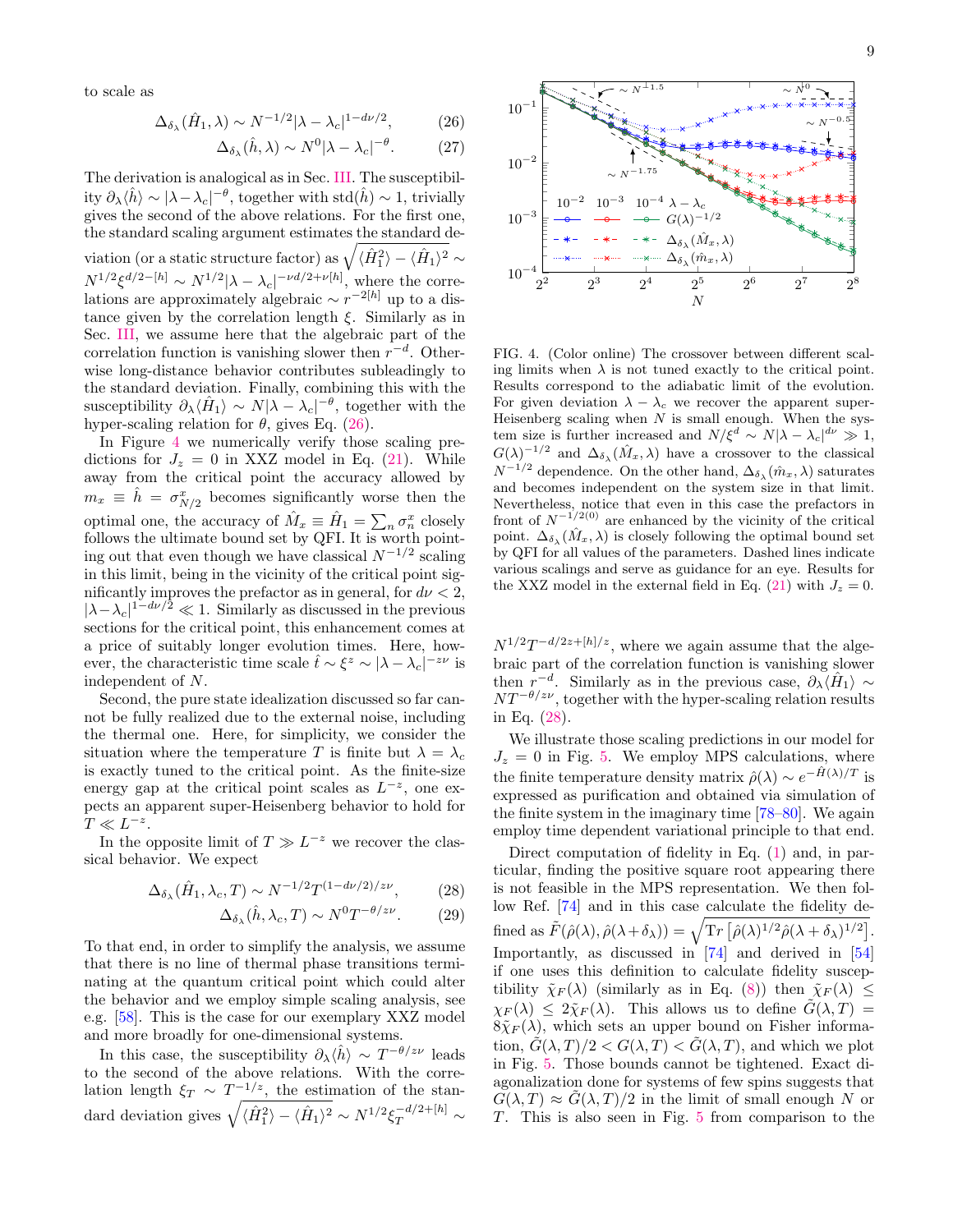to scale as

$$\Delta_{\delta_\lambda}(\hat{H}_1, \lambda) \sim N^{-1/2}|\lambda - \lambda_c|^{1-d\nu/2}, \tag{26}$$

$$\Delta_{\delta_\lambda}(\hat{h}, \lambda) \sim N^0|\lambda - \lambda_c|^{-\theta}. \tag{27}$$

The derivation is analogical as in Sec. III. The susceptibility $\partial_\lambda \langle \hat{h} \rangle \sim |\lambda - \lambda_c|^{-\theta}$, together with $\mathrm{std}(\hat{h}) \sim 1$, trivially gives the second of the above relations. For the first one, the standard scaling argument estimates the standard deviation (or a static structure factor) as $\sqrt{\langle \hat{H}_1^2 \rangle - \langle \hat{H}_1 \rangle^2} \sim N^{1/2}\xi^{d/2-[h]} \sim N^{1/2}|\lambda - \lambda_c|^{-\nu d/2 + \nu[h]}$, where the correlations are approximately algebraic $\sim r^{-2[h]}$ up to a distance given by the correlation length $\xi$. Similarly as in Sec. III, we assume here that the algebraic part of the correlation function is vanishing slower then $r^{-d}$. Otherwise long-distance behavior contributes subleadingly to the standard deviation. Finally, combining this with the susceptibility $\partial_\lambda \langle \hat{H}_1 \rangle \sim N|\lambda - \lambda_c|^{-\theta}$, together with the hyper-scaling relation for $\theta$, gives Eq. (26).

In Figure 4 we numerically verify those scaling predictions for $J_z = 0$ in XXZ model in Eq. (21). While away from the critical point the accuracy allowed by $m_x \equiv \hat{h} = \sigma^x_{N/2}$ becomes significantly worse then the optimal one, the accuracy of $\hat{M}_x \equiv \hat{H}_1 = \sum_n \sigma^x_n$ closely follows the ultimate bound set by QFI. It is worth pointing out that even though we have classical $N^{-1/2}$ scaling in this limit, being in the vicinity of the critical point significantly improves the prefactor as in general, for $d\nu < 2$, $|\lambda - \lambda_c|^{1-d\nu/2} \ll 1$. Similarly as discussed in the previous sections for the critical point, this enhancement comes at a price of suitably longer evolution times. Here, however, the characteristic time scale $\hat{t} \sim \xi^z \sim |\lambda - \lambda_c|^{-z\nu}$ is independent of $N$.

Second, the pure state idealization discussed so far cannot be fully realized due to the external noise, including the thermal one. Here, for simplicity, we consider the situation where the temperature $T$ is finite but $\lambda = \lambda_c$ is exactly tuned to the critical point. As the finite-size energy gap at the critical point scales as $L^{-z}$, one expects an apparent super-Heisenberg behavior to hold for $T \ll L^{-z}$.

In the opposite limit of $T \gg L^{-z}$ we recover the classical behavior. We expect

$$\Delta_{\delta_\lambda}(\hat{H}_1, \lambda_c, T) \sim N^{-1/2}T^{(1-d\nu/2)/z\nu}, \tag{28}$$

$$\Delta_{\delta_\lambda}(\hat{h}, \lambda_c, T) \sim N^0 T^{-\theta/z\nu}. \tag{29}$$

To that end, in order to simplify the analysis, we assume that there is no line of thermal phase transitions terminating at the quantum critical point which could alter the behavior and we employ simple scaling analysis, see e.g. [58]. This is the case for our exemplary XXZ model and more broadly for one-dimensional systems.

In this case, the susceptibility $\partial_\lambda \langle \hat{h} \rangle \sim T^{-\theta/z\nu}$ leads to the second of the above relations. With the correlation length $\xi_T \sim T^{-1/z}$, the estimation of the standard deviation gives $\sqrt{\langle \hat{H}_1^2 \rangle - \langle \hat{H}_1 \rangle^2} \sim N^{1/2}\xi_T^{-d/2+[h]} \sim N^{1/2}T^{-d/2z+[h]/z}$, where we again assume that the algebraic part of the correlation function is vanishing slower then $r^{-d}$. Similarly as in the previous case, $\partial_\lambda \langle \hat{H}_1 \rangle \sim NT^{-\theta/z\nu}$, together with the hyper-scaling relation results in Eq. (28).

FIG. 4. (Color online) The crossover between different scaling limits when $\lambda$ is not tuned exactly to the critical point. Results correspond to the adiabatic limit of the evolution. For given deviation $\lambda - \lambda_c$ we recover the apparent super-Heisenberg scaling when $N$ is small enough. When the system size is further increased and $N/\xi^d \sim N|\lambda - \lambda_c|^{d\nu} \gg 1$, $G(\lambda)^{-1/2}$ and $\Delta_{\delta_\lambda}(\hat{M}_x, \lambda)$ have a crossover to the classical $N^{-1/2}$ dependence. On the other hand, $\Delta_{\delta_\lambda}(\hat{m}_x, \lambda)$ saturates and becomes independent on the system size in that limit. Nevertheless, notice that even in this case the prefactors in front of $N^{-1/2(0)}$ are enhanced by the vicinity of the critical point. $\Delta_{\delta_\lambda}(\hat{M}_x, \lambda)$ is closely following the optimal bound set by QFI for all values of the parameters. Dashed lines indicate various scalings and serve as guidance for an eye. Results for the XXZ model in the external field in Eq. (21) with $J_z = 0$.

We illustrate those scaling predictions in our model for $J_z = 0$ in Fig. 5. We employ MPS calculations, where the finite temperature density matrix $\hat{\rho}(\lambda) \sim e^{-\hat{H}(\lambda)/T}$ is expressed as purification and obtained via simulation of the finite system in the imaginary time [78–80]. We again employ time dependent variational principle to that end.

Direct computation of fidelity in Eq. (1) and, in particular, finding the positive square root appearing there is not feasible in the MPS representation. We then follow Ref. [74] and in this case calculate the fidelity defined as $\tilde{F}(\hat{\rho}(\lambda), \hat{\rho}(\lambda + \delta_\lambda)) = \sqrt{\mathrm{Tr}\left[\hat{\rho}(\lambda)^{1/2}\hat{\rho}(\lambda + \delta_\lambda)^{1/2}\right]}$. Importantly, as discussed in [74] and derived in [54] if one uses this definition to calculate fidelity susceptibility $\tilde{\chi}_F(\lambda)$ (similarly as in Eq. (8)) then $\tilde{\chi}_F(\lambda) \leq \chi_F(\lambda) \leq 2\tilde{\chi}_F(\lambda)$. This allows us to define $\tilde{G}(\lambda, T) = 8\tilde{\chi}_F(\lambda)$, which sets an upper bound on Fisher information, $\tilde{G}(\lambda, T)/2 < G(\lambda, T) < \tilde{G}(\lambda, T)$, and which we plot in Fig. 5. Those bounds cannot be tightened. Exact diagonalization done for systems of few spins suggests that $G(\lambda, T) \approx \tilde{G}(\lambda, T)/2$ in the limit of small enough $N$ or $T$. This is also seen in Fig. 5 from comparison to the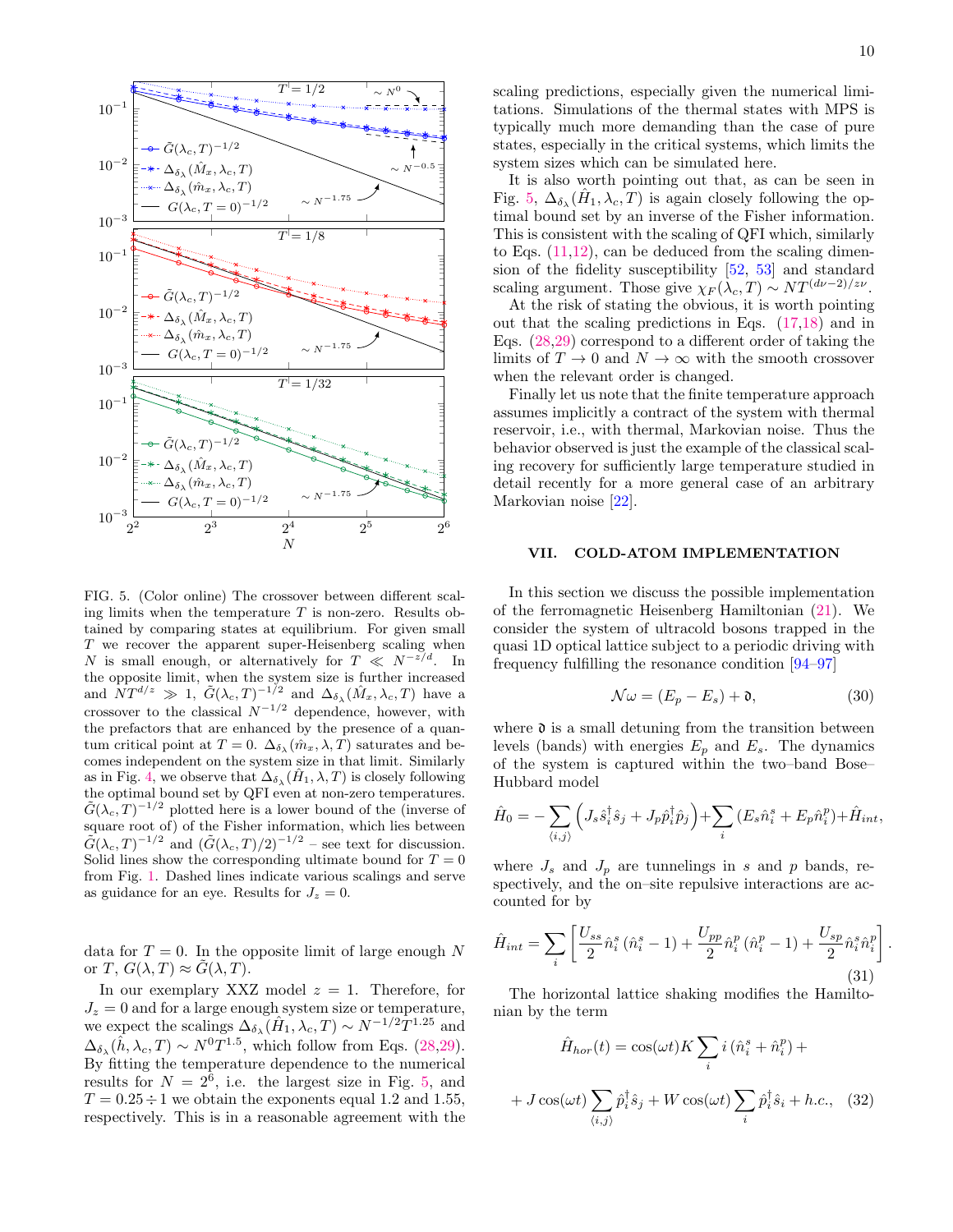FIG. 5. (Color online) The crossover between different scaling limits when the temperature $T$ is non-zero. Results obtained by comparing states at equilibrium. For given small $T$ we recover the apparent super-Heisenberg scaling when $N$ is small enough, or alternatively for $T \ll N^{-z/d}$. In the opposite limit, when the system size is further increased and $NT^{d/z} \gg 1$, $\tilde{G}(\lambda_c, T)^{-1/2}$ and $\Delta_{\delta_\lambda}(\hat{M}_x, \lambda_c, T)$ have a crossover to the classical $N^{-1/2}$ dependence, however, with the prefactors that are enhanced by the presence of a quantum critical point at $T = 0$. $\Delta_{\delta_\lambda}(\hat{m}_x, \lambda, T)$ saturates and becomes independent on the system size in that limit. Similarly as in Fig. 4, we observe that $\Delta_{\delta_\lambda}(\hat{H}_1, \lambda, T)$ is closely following the optimal bound set by QFI even at non-zero temperatures. $\tilde{G}(\lambda_c, T)^{-1/2}$ plotted here is a lower bound of the (inverse of square root of) of the Fisher information, which lies between $\tilde{G}(\lambda_c, T)^{-1/2}$ and $(\tilde{G}(\lambda_c, T)/2)^{-1/2}$ – see text for discussion. Solid lines show the corresponding ultimate bound for $T = 0$ from Fig. 1. Dashed lines indicate various scalings and serve as guidance for an eye. Results for $J_z = 0$.

data for $T = 0$. In the opposite limit of large enough $N$ or $T$, $G(\lambda, T) \approx \tilde{G}(\lambda, T)$.

In our exemplary XXZ model $z = 1$. Therefore, for $J_z = 0$ and for a large enough system size or temperature, we expect the scalings $\Delta_{\delta_\lambda}(\hat{H}_1, \lambda_c, T) \sim N^{-1/2} T^{1.25}$ and $\Delta_{\delta_\lambda}(\hat{h}, \lambda_c, T) \sim N^0 T^{1.5}$, which follow from Eqs. (28,29). By fitting the temperature dependence to the numerical results for $N = 2^6$, i.e. the largest size in Fig. 5, and $T = 0.25 \div 1$ we obtain the exponents equal 1.2 and 1.55, respectively. This is in a reasonable agreement with the scaling predictions, especially given the numerical limitations. Simulations of the thermal states with MPS is typically much more demanding than the case of pure states, especially in the critical systems, which limits the system sizes which can be simulated here.

It is also worth pointing out that, as can be seen in Fig. 5, $\Delta_{\delta_\lambda}(\hat{H}_1, \lambda_c, T)$ is again closely following the optimal bound set by an inverse of the Fisher information. This is consistent with the scaling of QFI which, similarly to Eqs. (11,12), can be deduced from the scaling dimension of the fidelity susceptibility [52, 53] and standard scaling argument. Those give $\chi_F(\lambda_c, T) \sim NT^{(d\nu-2)/z\nu}$.

At the risk of stating the obvious, it is worth pointing out that the scaling predictions in Eqs. (17,18) and in Eqs. (28,29) correspond to a different order of taking the limits of $T \to 0$ and $N \to \infty$ with the smooth crossover when the relevant order is changed.

Finally let us note that the finite temperature approach assumes implicitly a contract of the system with thermal reservoir, i.e., with thermal, Markovian noise. Thus the behavior observed is just the example of the classical scaling recovery for sufficiently large temperature studied in detail recently for a more general case of an arbitrary Markovian noise [22].

## VII. COLD-ATOM IMPLEMENTATION

In this section we discuss the possible implementation of the ferromagnetic Heisenberg Hamiltonian (21). We consider the system of ultracold bosons trapped in the quasi 1D optical lattice subject to a periodic driving with frequency fulfilling the resonance condition [94–97]

$$\mathcal{N}\omega = (E_p - E_s) + \mathfrak{d}, \tag{30}$$

where $\mathfrak{d}$ is a small detuning from the transition between levels (bands) with energies $E_p$ and $E_s$. The dynamics of the system is captured within the two–band Bose–Hubbard model

$$\hat{H}_0 = -\sum_{\langle i,j\rangle} \left( J_s \hat{s}_i^\dagger \hat{s}_j + J_p \hat{p}_i^\dagger \hat{p}_j \right) + \sum_i \left( E_s \hat{n}_i^s + E_p \hat{n}_i^p \right) + \hat{H}_{int},$$

where $J_s$ and $J_p$ are tunnelings in $s$ and $p$ bands, respectively, and the on–site repulsive interactions are accounted for by

$$\hat{H}_{int} = \sum_i \left[ \frac{U_{ss}}{2} \hat{n}_i^s (\hat{n}_i^s - 1) + \frac{U_{pp}}{2} \hat{n}_i^p (\hat{n}_i^p - 1) + \frac{U_{sp}}{2} \hat{n}_i^s \hat{n}_i^p \right]. \tag{31}$$

The horizontal lattice shaking modifies the Hamiltonian by the term

$$\hat{H}_{hor}(t) = \cos(\omega t) K \sum_i i \left( \hat{n}_i^s + \hat{n}_i^p \right) +$$

$$+ J \cos(\omega t) \sum_{\langle i,j\rangle} \hat{p}_i^\dagger \hat{s}_j + W \cos(\omega t) \sum_i \hat{p}_i^\dagger \hat{s}_i + h.c., \tag{32}$$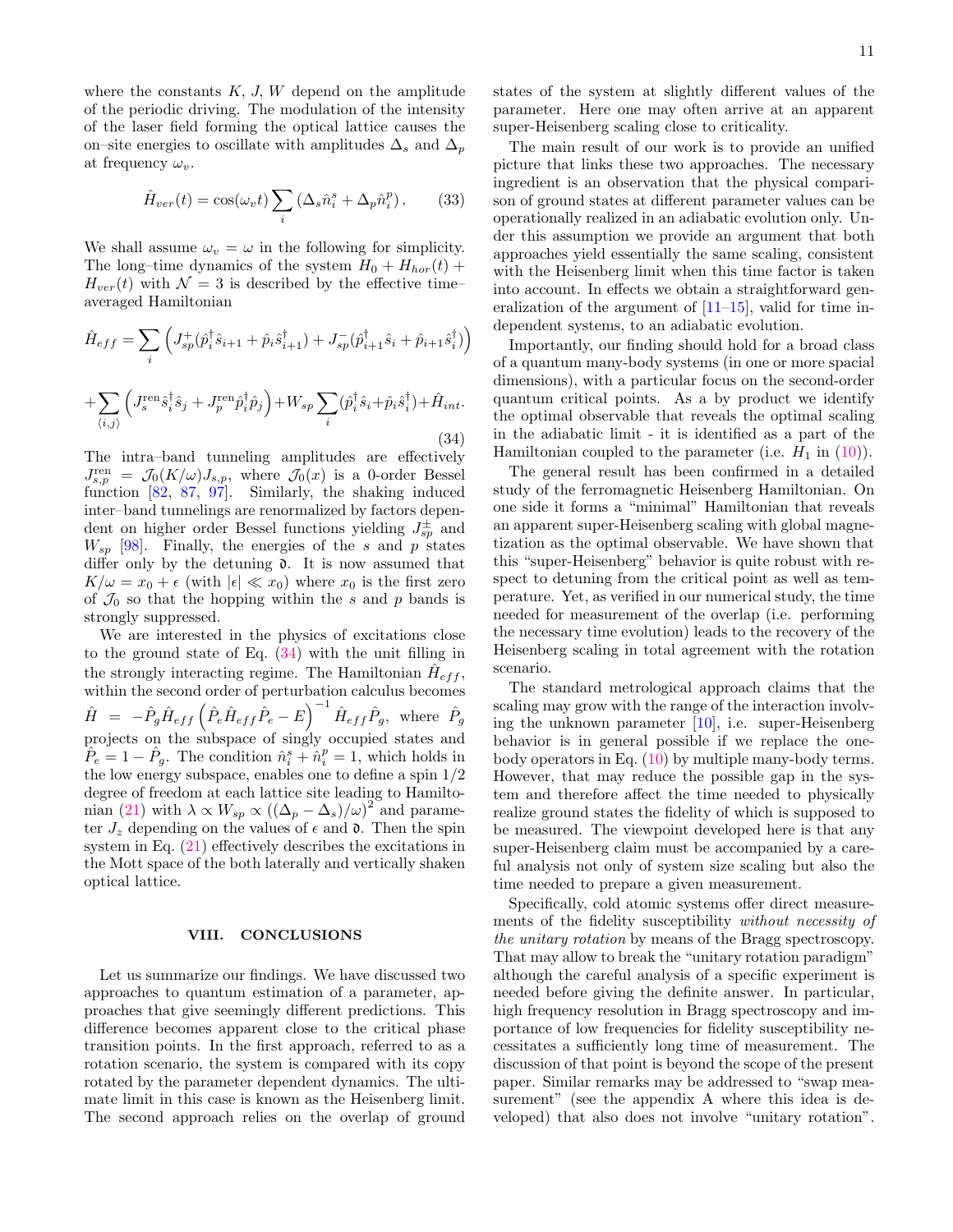where the constants $K$, $J$, $W$ depend on the amplitude of the periodic driving. The modulation of the intensity of the laser field forming the optical lattice causes the on–site energies to oscillate with amplitudes $\Delta_s$ and $\Delta_p$ at frequency $\omega_v$.

$$\hat{H}_{ver}(t) = \cos(\omega_v t) \sum_i \left(\Delta_s \hat{n}_i^s + \Delta_p \hat{n}_i^p\right). \tag{33}$$

We shall assume $\omega_v = \omega$ in the following for simplicity. The long–time dynamics of the system $H_0 + H_{hor}(t) + H_{ver}(t)$ with $\mathcal{N} = 3$ is described by the effective time–averaged Hamiltonian

$$\hat{H}_{eff} = \sum_i \left( J_{sp}^{+}(\hat{p}_i^\dagger \hat{s}_{i+1} + \hat{p}_i \hat{s}_{i+1}^\dagger) + J_{sp}^{-}(\hat{p}_{i+1}^\dagger \hat{s}_i + \hat{p}_{i+1} \hat{s}_i^\dagger) \right)$$

$$+ \sum_{\langle i,j \rangle} \left( J_s^{\text{ren}} \hat{s}_i^\dagger \hat{s}_j + J_p^{\text{ren}} \hat{p}_i^\dagger \hat{p}_j \right) + W_{sp} \sum_i (\hat{p}_i^\dagger \hat{s}_i + \hat{p}_i \hat{s}_i^\dagger) + \hat{H}_{int}. \tag{34}$$

The intra–band tunneling amplitudes are effectively $J_{s,p}^{\text{ren}} = \mathcal{J}_0(K/\omega) J_{s,p}$, where $\mathcal{J}_0(x)$ is a 0-order Bessel function [82, 87, 97]. Similarly, the shaking induced inter–band tunnelings are renormalized by factors dependent on higher order Bessel functions yielding $J_{sp}^{\pm}$ and $W_{sp}$ [98]. Finally, the energies of the $s$ and $p$ states differ only by the detuning $\mathfrak{d}$. It is now assumed that $K/\omega = x_0 + \epsilon$ (with $|\epsilon| \ll x_0$) where $x_0$ is the first zero of $\mathcal{J}_0$ so that the hopping within the $s$ and $p$ bands is strongly suppressed.

We are interested in the physics of excitations close to the ground state of Eq. (34) with the unit filling in the strongly interacting regime. The Hamiltonian $\hat{H}_{eff}$, within the second order of perturbation calculus becomes $\hat{H} = -\hat{P}_g \hat{H}_{eff} \left(\hat{P}_e \hat{H}_{eff} \hat{P}_e - E\right)^{-1} \hat{H}_{eff} \hat{P}_g$, where $\hat{P}_g$ projects on the subspace of singly occupied states and $\hat{P}_e = 1 - \hat{P}_g$. The condition $\hat{n}_i^s + \hat{n}_i^p = 1$, which holds in the low energy subspace, enables one to define a spin 1/2 degree of freedom at each lattice site leading to Hamiltonian (21) with $\lambda \propto W_{sp} \propto ((\Delta_p - \Delta_s)/\omega)^2$ and parameter $J_z$ depending on the values of $\epsilon$ and $\mathfrak{d}$. Then the spin system in Eq. (21) effectively describes the excitations in the Mott space of the both laterally and vertically shaken optical lattice.

## VIII. CONCLUSIONS

Let us summarize our findings. We have discussed two approaches to quantum estimation of a parameter, approaches that give seemingly different predictions. This difference becomes apparent close to the critical phase transition points. In the first approach, referred to as a rotation scenario, the system is compared with its copy rotated by the parameter dependent dynamics. The ultimate limit in this case is known as the Heisenberg limit. The second approach relies on the overlap of ground states of the system at slightly different values of the parameter. Here one may often arrive at an apparent super-Heisenberg scaling close to criticality.

The main result of our work is to provide an unified picture that links these two approaches. The necessary ingredient is an observation that the physical comparison of ground states at different parameter values can be operationally realized in an adiabatic evolution only. Under this assumption we provide an argument that both approaches yield essentially the same scaling, consistent with the Heisenberg limit when this time factor is taken into account. In effects we obtain a straightforward generalization of the argument of [11–15], valid for time independent systems, to an adiabatic evolution.

Importantly, our finding should hold for a broad class of a quantum many-body systems (in one or more spacial dimensions), with a particular focus on the second-order quantum critical points. As a by product we identify the optimal observable that reveals the optimal scaling in the adiabatic limit - it is identified as a part of the Hamiltonian coupled to the parameter (i.e. $H_1$ in (10)).

The general result has been confirmed in a detailed study of the ferromagnetic Heisenberg Hamiltonian. On one side it forms a "minimal" Hamiltonian that reveals an apparent super-Heisenberg scaling with global magnetization as the optimal observable. We have shown that this "super-Heisenberg" behavior is quite robust with respect to detuning from the critical point as well as temperature. Yet, as verified in our numerical study, the time needed for measurement of the overlap (i.e. performing the necessary time evolution) leads to the recovery of the Heisenberg scaling in total agreement with the rotation scenario.

The standard metrological approach claims that the scaling may grow with the range of the interaction involving the unknown parameter [10], i.e. super-Heisenberg behavior is in general possible if we replace the one-body operators in Eq. (10) by multiple many-body terms. However, that may reduce the possible gap in the system and therefore affect the time needed to physically realize ground states the fidelity of which is supposed to be measured. The viewpoint developed here is that any super-Heisenberg claim must be accompanied by a careful analysis not only of system size scaling but also the time needed to prepare a given measurement.

Specifically, cold atomic systems offer direct measurements of the fidelity susceptibility *without necessity of the unitary rotation* by means of the Bragg spectroscopy. That may allow to break the "unitary rotation paradigm" although the careful analysis of a specific experiment is needed before giving the definite answer. In particular, high frequency resolution in Bragg spectroscopy and importance of low frequencies for fidelity susceptibility necessitates a sufficiently long time of measurement. The discussion of that point is beyond the scope of the present paper. Similar remarks may be addressed to "swap measurement" (see the appendix A where this idea is developed) that also does not involve "unitary rotation".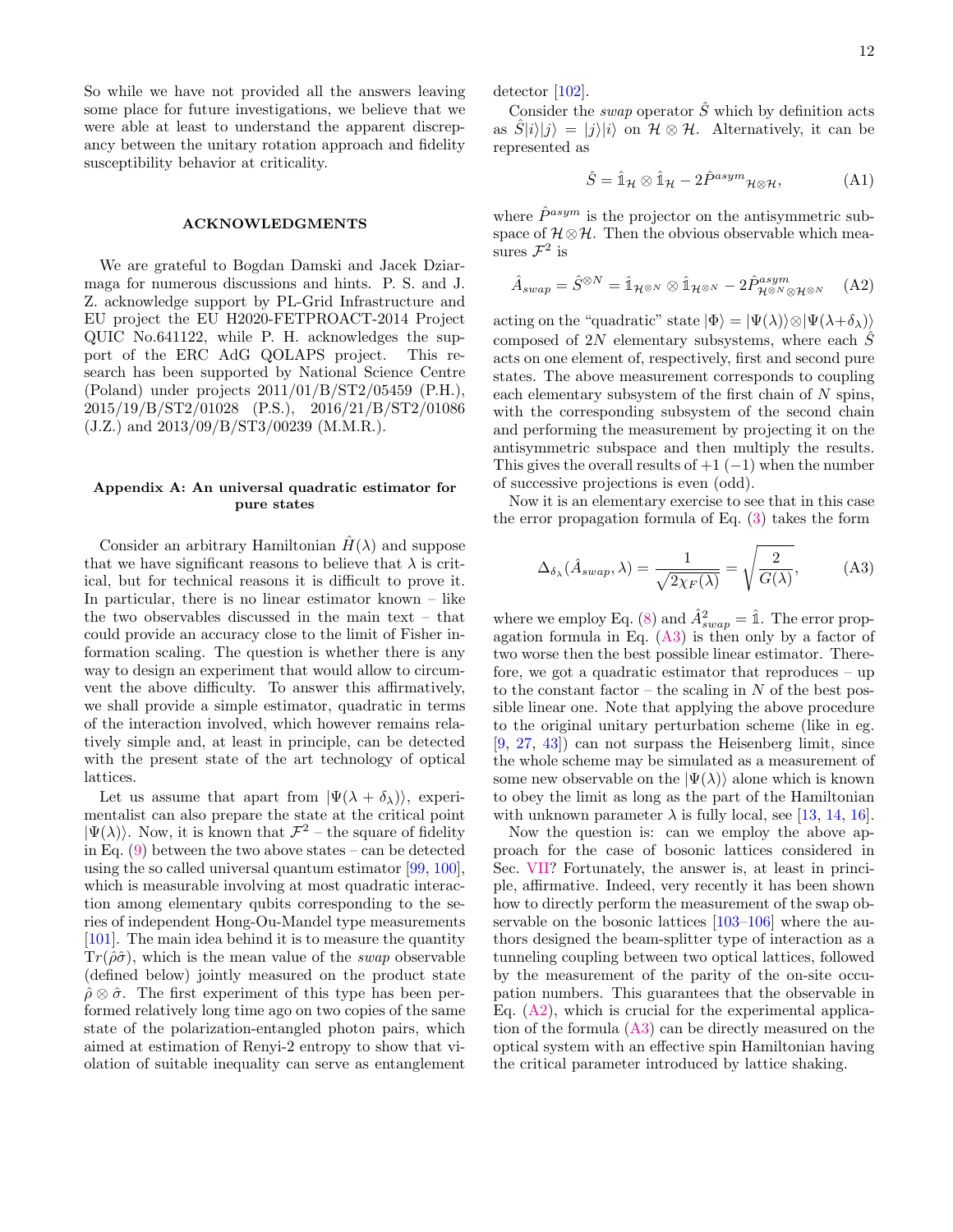So while we have not provided all the answers leaving some place for future investigations, we believe that we were able at least to understand the apparent discrepancy between the unitary rotation approach and fidelity susceptibility behavior at criticality.

## ACKNOWLEDGMENTS

We are grateful to Bogdan Damski and Jacek Dziarmaga for numerous discussions and hints. P. S. and J. Z. acknowledge support by PL-Grid Infrastructure and EU project the EU H2020-FETPROACT-2014 Project QUIC No.641122, while P. H. acknowledges the support of the ERC AdG QOLAPS project. This research has been supported by National Science Centre (Poland) under projects 2011/01/B/ST2/05459 (P.H.), 2015/19/B/ST2/01028 (P.S.), 2016/21/B/ST2/01086 (J.Z.) and 2013/09/B/ST3/00239 (M.M.R.).

## Appendix A: An universal quadratic estimator for pure states

Consider an arbitrary Hamiltonian $\hat{H}(\lambda)$ and suppose that we have significant reasons to believe that $\lambda$ is critical, but for technical reasons it is difficult to prove it. In particular, there is no linear estimator known – like the two observables discussed in the main text – that could provide an accuracy close to the limit of Fisher information scaling. The question is whether there is any way to design an experiment that would allow to circumvent the above difficulty. To answer this affirmatively, we shall provide a simple estimator, quadratic in terms of the interaction involved, which however remains relatively simple and, at least in principle, can be detected with the present state of the art technology of optical lattices.

Let us assume that apart from $|\Psi(\lambda+\delta_\lambda)\rangle$, experimentalist can also prepare the state at the critical point $|\Psi(\lambda)\rangle$. Now, it is known that $\mathcal{F}^2$ – the square of fidelity in Eq. (9) between the two above states – can be detected using the so called universal quantum estimator [99, 100], which is measurable involving at most quadratic interaction among elementary qubits corresponding to the series of independent Hong-Ou-Mandel type measurements [101]. The main idea behind it is to measure the quantity $\mathrm{Tr}(\hat{\rho}\hat{\sigma})$, which is the mean value of the *swap* observable (defined below) jointly measured on the product state $\hat{\rho}\otimes\hat{\sigma}$. The first experiment of this type has been performed relatively long time ago on two copies of the same state of the polarization-entangled photon pairs, which aimed at estimation of Renyi-2 entropy to show that violation of suitable inequality can serve as entanglement detector [102].

Consider the *swap* operator $\hat{S}$ which by definition acts as $\hat{S}|i\rangle|j\rangle = |j\rangle|i\rangle$ on $\mathcal{H}\otimes\mathcal{H}$. Alternatively, it can be represented as

$$\hat{S} = \hat{\mathbb{1}}_{\mathcal{H}}\otimes\hat{\mathbb{1}}_{\mathcal{H}} - 2\hat{P}^{asym}{}_{\mathcal{H}\otimes\mathcal{H}}, \tag{A1}$$

where $\hat{P}^{asym}$ is the projector on the antisymmetric subspace of $\mathcal{H}\otimes\mathcal{H}$. Then the obvious observable which measures $\mathcal{F}^2$ is

$$\hat{A}_{swap} = \hat{S}^{\otimes N} = \hat{\mathbb{1}}_{\mathcal{H}^{\otimes N}}\otimes\hat{\mathbb{1}}_{\mathcal{H}^{\otimes N}} - 2\hat{P}^{asym}_{\mathcal{H}^{\otimes N}\otimes\mathcal{H}^{\otimes N}} \tag{A2}$$

acting on the "quadratic" state $|\Phi\rangle = |\Psi(\lambda)\rangle\otimes|\Psi(\lambda+\delta_\lambda)\rangle$ composed of $2N$ elementary subsystems, where each $\hat{S}$ acts on one element of, respectively, first and second pure states. The above measurement corresponds to coupling each elementary subsystem of the first chain of $N$ spins, with the corresponding subsystem of the second chain and performing the measurement by projecting it on the antisymmetric subspace and then multiply the results. This gives the overall results of $+1$ ($-1$) when the number of successive projections is even (odd).

Now it is an elementary exercise to see that in this case the error propagation formula of Eq. (3) takes the form

$$\Delta_{\delta_\lambda}(\hat{A}_{swap},\lambda) = \frac{1}{\sqrt{2\chi_F(\lambda)}} = \sqrt{\frac{2}{G(\lambda)}}, \tag{A3}$$

where we employ Eq. (8) and $\hat{A}^2_{swap} = \hat{\mathbb{1}}$. The error propagation formula in Eq. (A3) is then only by a factor of two worse then the best possible linear estimator. Therefore, we got a quadratic estimator that reproduces – up to the constant factor – the scaling in $N$ of the best possible linear one. Note that applying the above procedure to the original unitary perturbation scheme (like in eg. [9, 27, 43]) can not surpass the Heisenberg limit, since the whole scheme may be simulated as a measurement of some new observable on the $|\Psi(\lambda)\rangle$ alone which is known to obey the limit as long as the part of the Hamiltonian with unknown parameter $\lambda$ is fully local, see [13, 14, 16].

Now the question is: can we employ the above approach for the case of bosonic lattices considered in Sec. VII? Fortunately, the answer is, at least in principle, affirmative. Indeed, very recently it has been shown how to directly perform the measurement of the swap observable on the bosonic lattices [103–106] where the authors designed the beam-splitter type of interaction as a tunneling coupling between two optical lattices, followed by the measurement of the parity of the on-site occupation numbers. This guarantees that the observable in Eq. (A2), which is crucial for the experimental application of the formula (A3) can be directly measured on the optical system with an effective spin Hamiltonian having the critical parameter introduced by lattice shaking.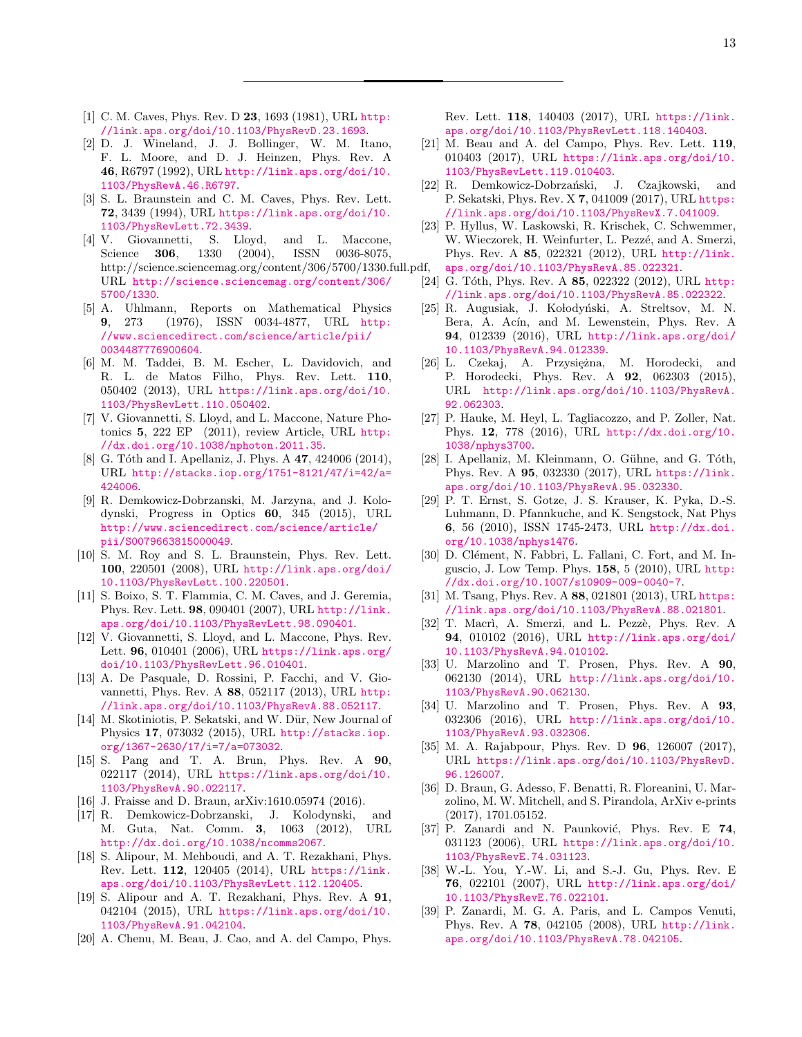[1] C. M. Caves, Phys. Rev. D **23**, 1693 (1981), URL http://link.aps.org/doi/10.1103/PhysRevD.23.1693.

[2] D. J. Wineland, J. J. Bollinger, W. M. Itano, F. L. Moore, and D. J. Heinzen, Phys. Rev. A **46**, R6797 (1992), URL http://link.aps.org/doi/10.1103/PhysRevA.46.R6797.

[3] S. L. Braunstein and C. M. Caves, Phys. Rev. Lett. **72**, 3439 (1994), URL https://link.aps.org/doi/10.1103/PhysRevLett.72.3439.

[4] V. Giovannetti, S. Lloyd, and L. Maccone, Science **306**, 1330 (2004), ISSN 0036-8075, http://science.sciencemag.org/content/306/5700/1330.full.pdf, URL http://science.sciencemag.org/content/306/5700/1330.

[5] A. Uhlmann, Reports on Mathematical Physics **9**, 273 (1976), ISSN 0034-4877, URL http://www.sciencedirect.com/science/article/pii/0034487776900604.

[6] M. M. Taddei, B. M. Escher, L. Davidovich, and R. L. de Matos Filho, Phys. Rev. Lett. **110**, 050402 (2013), URL https://link.aps.org/doi/10.1103/PhysRevLett.110.050402.

[7] V. Giovannetti, S. Lloyd, and L. Maccone, Nature Photonics **5**, 222 EP (2011), review Article, URL http://dx.doi.org/10.1038/nphoton.2011.35.

[8] G. Tóth and I. Apellaniz, J. Phys. A **47**, 424006 (2014), URL http://stacks.iop.org/1751-8121/47/i=42/a=424006.

[9] R. Demkowicz-Dobrzanski, M. Jarzyna, and J. Kolodynski, Progress in Optics **60**, 345 (2015), URL http://www.sciencedirect.com/science/article/pii/S0079663815000049.

[10] S. M. Roy and S. L. Braunstein, Phys. Rev. Lett. **100**, 220501 (2008), URL http://link.aps.org/doi/10.1103/PhysRevLett.100.220501.

[11] S. Boixo, S. T. Flammia, C. M. Caves, and J. Geremia, Phys. Rev. Lett. **98**, 090401 (2007), URL http://link.aps.org/doi/10.1103/PhysRevLett.98.090401.

[12] V. Giovannetti, S. Lloyd, and L. Maccone, Phys. Rev. Lett. **96**, 010401 (2006), URL https://link.aps.org/doi/10.1103/PhysRevLett.96.010401.

[13] A. De Pasquale, D. Rossini, P. Facchi, and V. Giovannetti, Phys. Rev. A **88**, 052117 (2013), URL http://link.aps.org/doi/10.1103/PhysRevA.88.052117.

[14] M. Skotiniotis, P. Sekatski, and W. Dür, New Journal of Physics **17**, 073032 (2015), URL http://stacks.iop.org/1367-2630/17/i=7/a=073032.

[15] S. Pang and T. A. Brun, Phys. Rev. A **90**, 022117 (2014), URL https://link.aps.org/doi/10.1103/PhysRevA.90.022117.

[16] J. Fraisse and D. Braun, arXiv:1610.05974 (2016).

[17] R. Demkowicz-Dobrzanski, J. Kolodynski, and M. Guta, Nat. Comm. **3**, 1063 (2012), URL http://dx.doi.org/10.1038/ncomms2067.

[18] S. Alipour, M. Mehboudi, and A. T. Rezakhani, Phys. Rev. Lett. **112**, 120405 (2014), URL https://link.aps.org/doi/10.1103/PhysRevLett.112.120405.

[19] S. Alipour and A. T. Rezakhani, Phys. Rev. A **91**, 042104 (2015), URL https://link.aps.org/doi/10.1103/PhysRevA.91.042104.

[20] A. Chenu, M. Beau, J. Cao, and A. del Campo, Phys. Rev. Lett. **118**, 140403 (2017), URL https://link.aps.org/doi/10.1103/PhysRevLett.118.140403.

[21] M. Beau and A. del Campo, Phys. Rev. Lett. **119**, 010403 (2017), URL https://link.aps.org/doi/10.1103/PhysRevLett.119.010403.

[22] R. Demkowicz-Dobrzański, J. Czajkowski, and P. Sekatski, Phys. Rev. X **7**, 041009 (2017), URL https://link.aps.org/doi/10.1103/PhysRevX.7.041009.

[23] P. Hyllus, W. Laskowski, R. Krischek, C. Schwemmer, W. Wieczorek, H. Weinfurter, L. Pezzé, and A. Smerzi, Phys. Rev. A **85**, 022321 (2012), URL http://link.aps.org/doi/10.1103/PhysRevA.85.022321.

[24] G. Tóth, Phys. Rev. A **85**, 022322 (2012), URL http://link.aps.org/doi/10.1103/PhysRevA.85.022322.

[25] R. Augusiak, J. Kołodyński, A. Streltsov, M. N. Bera, A. Acín, and M. Lewenstein, Phys. Rev. A **94**, 012339 (2016), URL http://link.aps.org/doi/10.1103/PhysRevA.94.012339.

[26] L. Czekaj, A. Przysiężna, M. Horodecki, and P. Horodecki, Phys. Rev. A **92**, 062303 (2015), URL http://link.aps.org/doi/10.1103/PhysRevA.92.062303.

[27] P. Hauke, M. Heyl, L. Tagliacozzo, and P. Zoller, Nat. Phys. **12**, 778 (2016), URL http://dx.doi.org/10.1038/nphys3700.

[28] I. Apellaniz, M. Kleinmann, O. Gühne, and G. Tóth, Phys. Rev. A **95**, 032330 (2017), URL https://link.aps.org/doi/10.1103/PhysRevA.95.032330.

[29] P. T. Ernst, S. Gotze, J. S. Krauser, K. Pyka, D.-S. Luhmann, D. Pfannkuche, and K. Sengstock, Nat Phys **6**, 56 (2010), ISSN 1745-2473, URL http://dx.doi.org/10.1038/nphys1476.

[30] D. Clément, N. Fabbri, L. Fallani, C. Fort, and M. Inguscio, J. Low Temp. Phys. **158**, 5 (2010), URL http://dx.doi.org/10.1007/s10909-009-0040-7.

[31] M. Tsang, Phys. Rev. A **88**, 021801 (2013), URL https://link.aps.org/doi/10.1103/PhysRevA.88.021801.

[32] T. Macrì, A. Smerzi, and L. Pezzè, Phys. Rev. A **94**, 010102 (2016), URL http://link.aps.org/doi/10.1103/PhysRevA.94.010102.

[33] U. Marzolino and T. Prosen, Phys. Rev. A **90**, 062130 (2014), URL http://link.aps.org/doi/10.1103/PhysRevA.90.062130.

[34] U. Marzolino and T. Prosen, Phys. Rev. A **93**, 032306 (2016), URL http://link.aps.org/doi/10.1103/PhysRevA.93.032306.

[35] M. A. Rajabpour, Phys. Rev. D **96**, 126007 (2017), URL https://link.aps.org/doi/10.1103/PhysRevD.96.126007.

[36] D. Braun, G. Adesso, F. Benatti, R. Floreanini, U. Marzolino, M. W. Mitchell, and S. Pirandola, ArXiv e-prints (2017), 1701.05152.

[37] P. Zanardi and N. Paunković, Phys. Rev. E **74**, 031123 (2006), URL https://link.aps.org/doi/10.1103/PhysRevE.74.031123.

[38] W.-L. You, Y.-W. Li, and S.-J. Gu, Phys. Rev. E **76**, 022101 (2007), URL http://link.aps.org/doi/10.1103/PhysRevE.76.022101.

[39] P. Zanardi, M. G. A. Paris, and L. Campos Venuti, Phys. Rev. A **78**, 042105 (2008), URL http://link.aps.org/doi/10.1103/PhysRevA.78.042105.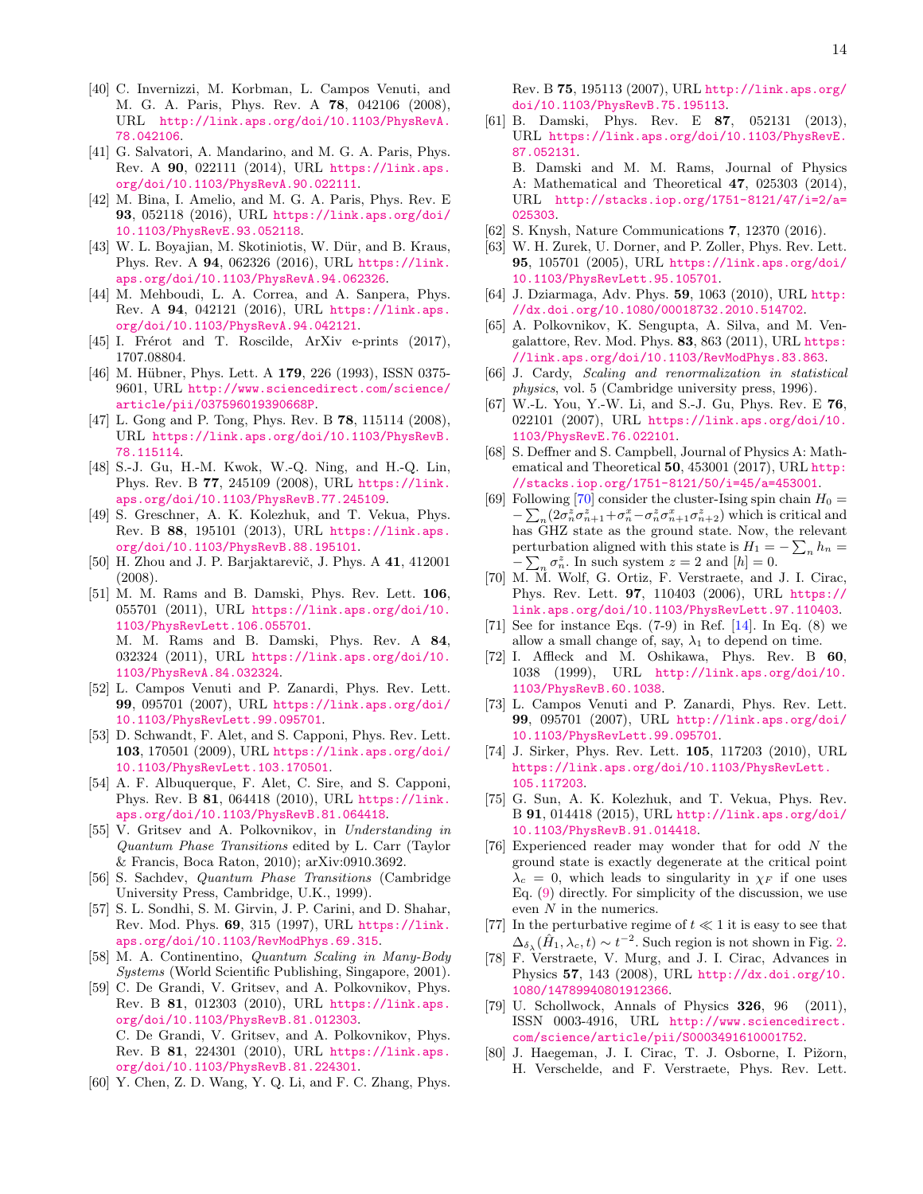[40] C. Invernizzi, M. Korbman, L. Campos Venuti, and M. G. A. Paris, Phys. Rev. A **78**, 042106 (2008), URL http://link.aps.org/doi/10.1103/PhysRevA.78.042106.

[41] G. Salvatori, A. Mandarino, and M. G. A. Paris, Phys. Rev. A **90**, 022111 (2014), URL https://link.aps.org/doi/10.1103/PhysRevA.90.022111.

[42] M. Bina, I. Amelio, and M. G. A. Paris, Phys. Rev. E **93**, 052118 (2016), URL https://link.aps.org/doi/10.1103/PhysRevE.93.052118.

[43] W. L. Boyajian, M. Skotiniotis, W. Dür, and B. Kraus, Phys. Rev. A **94**, 062326 (2016), URL https://link.aps.org/doi/10.1103/PhysRevA.94.062326.

[44] M. Mehboudi, L. A. Correa, and A. Sanpera, Phys. Rev. A **94**, 042121 (2016), URL https://link.aps.org/doi/10.1103/PhysRevA.94.042121.

[45] I. Frérot and T. Roscilde, ArXiv e-prints (2017), 1707.08804.

[46] M. Hübner, Phys. Lett. A **179**, 226 (1993), ISSN 0375-9601, URL http://www.sciencedirect.com/science/article/pii/037596019390668P.

[47] L. Gong and P. Tong, Phys. Rev. B **78**, 115114 (2008), URL https://link.aps.org/doi/10.1103/PhysRevB.78.115114.

[48] S.-J. Gu, H.-M. Kwok, W.-Q. Ning, and H.-Q. Lin, Phys. Rev. B **77**, 245109 (2008), URL https://link.aps.org/doi/10.1103/PhysRevB.77.245109.

[49] S. Greschner, A. K. Kolezhuk, and T. Vekua, Phys. Rev. B **88**, 195101 (2013), URL https://link.aps.org/doi/10.1103/PhysRevB.88.195101.

[50] H. Zhou and J. P. Barjaktarevič, J. Phys. A **41**, 412001 (2008).

[51] M. M. Rams and B. Damski, Phys. Rev. Lett. **106**, 055701 (2011), URL https://link.aps.org/doi/10.1103/PhysRevLett.106.055701.
M. M. Rams and B. Damski, Phys. Rev. A **84**, 032324 (2011), URL https://link.aps.org/doi/10.1103/PhysRevA.84.032324.

[52] L. Campos Venuti and P. Zanardi, Phys. Rev. Lett. **99**, 095701 (2007), URL https://link.aps.org/doi/10.1103/PhysRevLett.99.095701.

[53] D. Schwandt, F. Alet, and S. Capponi, Phys. Rev. Lett. **103**, 170501 (2009), URL https://link.aps.org/doi/10.1103/PhysRevLett.103.170501.

[54] A. F. Albuquerque, F. Alet, C. Sire, and S. Capponi, Phys. Rev. B **81**, 064418 (2010), URL https://link.aps.org/doi/10.1103/PhysRevB.81.064418.

[55] V. Gritsev and A. Polkovnikov, in *Understanding in Quantum Phase Transitions* edited by L. Carr (Taylor & Francis, Boca Raton, 2010); arXiv:0910.3692.

[56] S. Sachdev, *Quantum Phase Transitions* (Cambridge University Press, Cambridge, U.K., 1999).

[57] S. L. Sondhi, S. M. Girvin, J. P. Carini, and D. Shahar, Rev. Mod. Phys. **69**, 315 (1997), URL https://link.aps.org/doi/10.1103/RevModPhys.69.315.

[58] M. A. Continentino, *Quantum Scaling in Many-Body Systems* (World Scientific Publishing, Singapore, 2001).

[59] C. De Grandi, V. Gritsev, and A. Polkovnikov, Phys. Rev. B **81**, 012303 (2010), URL https://link.aps.org/doi/10.1103/PhysRevB.81.012303.
C. De Grandi, V. Gritsev, and A. Polkovnikov, Phys. Rev. B **81**, 224301 (2010), URL https://link.aps.org/doi/10.1103/PhysRevB.81.224301.

[60] Y. Chen, Z. D. Wang, Y. Q. Li, and F. C. Zhang, Phys. Rev. B **75**, 195113 (2007), URL http://link.aps.org/doi/10.1103/PhysRevB.75.195113.

[61] B. Damski, Phys. Rev. E **87**, 052131 (2013), URL https://link.aps.org/doi/10.1103/PhysRevE.87.052131.
B. Damski and M. M. Rams, Journal of Physics A: Mathematical and Theoretical **47**, 025303 (2014), URL http://stacks.iop.org/1751-8121/47/i=2/a=025303.

[62] S. Knysh, Nature Communications **7**, 12370 (2016).

[63] W. H. Zurek, U. Dorner, and P. Zoller, Phys. Rev. Lett. **95**, 105701 (2005), URL https://link.aps.org/doi/10.1103/PhysRevLett.95.105701.

[64] J. Dziarmaga, Adv. Phys. **59**, 1063 (2010), URL http://dx.doi.org/10.1080/00018732.2010.514702.

[65] A. Polkovnikov, K. Sengupta, A. Silva, and M. Vengalattore, Rev. Mod. Phys. **83**, 863 (2011), URL https://link.aps.org/doi/10.1103/RevModPhys.83.863.

[66] J. Cardy, *Scaling and renormalization in statistical physics*, vol. 5 (Cambridge university press, 1996).

[67] W.-L. You, Y.-W. Li, and S.-J. Gu, Phys. Rev. E **76**, 022101 (2007), URL https://link.aps.org/doi/10.1103/PhysRevE.76.022101.

[68] S. Deffner and S. Campbell, Journal of Physics A: Mathematical and Theoretical **50**, 453001 (2017), URL http://stacks.iop.org/1751-8121/50/i=45/a=453001.

[69] Following [70] consider the cluster-Ising spin chain $H_0 = -\sum_n (2\sigma_n^z\sigma_{n+1}^z + \sigma_n^x - \sigma_n^z\sigma_{n+1}^x\sigma_{n+2}^z)$ which is critical and has GHZ state as the ground state. Now, the relevant perturbation aligned with this state is $H_1 = -\sum_n h_n = -\sum_n \sigma_n^z$. In such system $z = 2$ and $[h] = 0$.

[70] M. M. Wolf, G. Ortiz, F. Verstraete, and J. I. Cirac, Phys. Rev. Lett. **97**, 110403 (2006), URL https://link.aps.org/doi/10.1103/PhysRevLett.97.110403.

[71] See for instance Eqs. (7-9) in Ref. [14]. In Eq. (8) we allow a small change of, say, $\lambda_1$ to depend on time.

[72] I. Affleck and M. Oshikawa, Phys. Rev. B **60**, 1038 (1999), URL http://link.aps.org/doi/10.1103/PhysRevB.60.1038.

[73] L. Campos Venuti and P. Zanardi, Phys. Rev. Lett. **99**, 095701 (2007), URL http://link.aps.org/doi/10.1103/PhysRevLett.99.095701.

[74] J. Sirker, Phys. Rev. Lett. **105**, 117203 (2010), URL https://link.aps.org/doi/10.1103/PhysRevLett.105.117203.

[75] G. Sun, A. K. Kolezhuk, and T. Vekua, Phys. Rev. B **91**, 014418 (2015), URL http://link.aps.org/doi/10.1103/PhysRevB.91.014418.

[76] Experienced reader may wonder that for odd $N$ the ground state is exactly degenerate at the critical point $\lambda_c = 0$, which leads to singularity in $\chi_F$ if one uses Eq. (9) directly. For simplicity of the discussion, we use even $N$ in the numerics.

[77] In the perturbative regime of $t \ll 1$ it is easy to see that $\Delta_{\delta_\lambda}(\hat{H}_1, \lambda_c, t) \sim t^{-2}$. Such region is not shown in Fig. 2.

[78] F. Verstraete, V. Murg, and J. I. Cirac, Advances in Physics **57**, 143 (2008), URL http://dx.doi.org/10.1080/14789940801912366.

[79] U. Schollwock, Annals of Physics **326**, 96 (2011), ISSN 0003-4916, URL http://www.sciencedirect.com/science/article/pii/S0003491610001752.

[80] J. Haegeman, J. I. Cirac, T. J. Osborne, I. Pižorn, H. Verschelde, and F. Verstraete, Phys. Rev. Lett.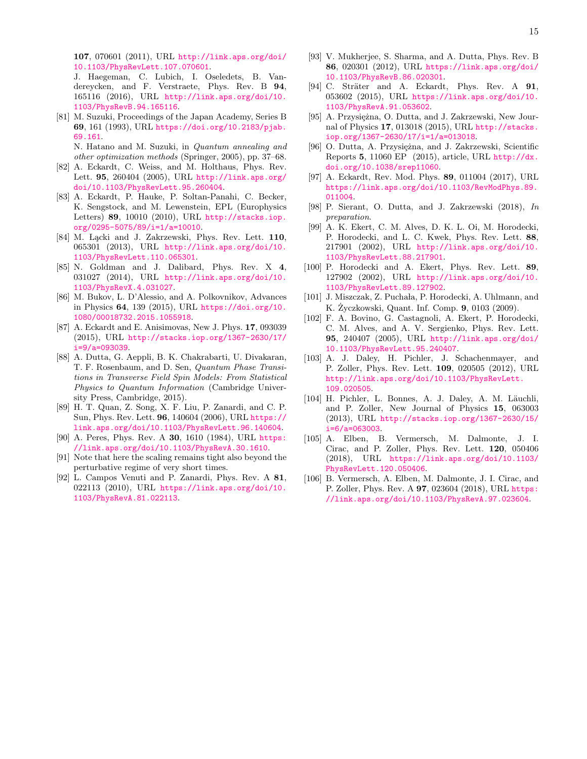**107**, 070601 (2011), URL http://link.aps.org/doi/10.1103/PhysRevLett.107.070601.
J. Haegeman, C. Lubich, I. Oseledets, B. Vandereycken, and F. Verstraete, Phys. Rev. B **94**, 165116 (2016), URL http://link.aps.org/doi/10.1103/PhysRevB.94.165116.

[81] M. Suzuki, Proceedings of the Japan Academy, Series B **69**, 161 (1993), URL https://doi.org/10.2183/pjab.69.161.
N. Hatano and M. Suzuki, in *Quantum annealing and other optimization methods* (Springer, 2005), pp. 37–68.

[82] A. Eckardt, C. Weiss, and M. Holthaus, Phys. Rev. Lett. **95**, 260404 (2005), URL http://link.aps.org/doi/10.1103/PhysRevLett.95.260404.

[83] A. Eckardt, P. Hauke, P. Soltan-Panahi, C. Becker, K. Sengstock, and M. Lewenstein, EPL (Europhysics Letters) **89**, 10010 (2010), URL http://stacks.iop.org/0295-5075/89/i=1/a=10010.

[84] M. Łącki and J. Zakrzewski, Phys. Rev. Lett. **110**, 065301 (2013), URL http://link.aps.org/doi/10.1103/PhysRevLett.110.065301.

[85] N. Goldman and J. Dalibard, Phys. Rev. X **4**, 031027 (2014), URL http://link.aps.org/doi/10.1103/PhysRevX.4.031027.

[86] M. Bukov, L. D'Alessio, and A. Polkovnikov, Advances in Physics **64**, 139 (2015), URL https://doi.org/10.1080/00018732.2015.1055918.

[87] A. Eckardt and E. Anisimovas, New J. Phys. **17**, 093039 (2015), URL http://stacks.iop.org/1367-2630/17/i=9/a=093039.

[88] A. Dutta, G. Aeppli, B. K. Chakrabarti, U. Divakaran, T. F. Rosenbaum, and D. Sen, *Quantum Phase Transitions in Transverse Field Spin Models: From Statistical Physics to Quantum Information* (Cambridge University Press, Cambridge, 2015).

[89] H. T. Quan, Z. Song, X. F. Liu, P. Zanardi, and C. P. Sun, Phys. Rev. Lett. **96**, 140604 (2006), URL https://link.aps.org/doi/10.1103/PhysRevLett.96.140604.

[90] A. Peres, Phys. Rev. A **30**, 1610 (1984), URL https://link.aps.org/doi/10.1103/PhysRevA.30.1610.

[91] Note that here the scaling remains tight also beyond the perturbative regime of very short times.

[92] L. Campos Venuti and P. Zanardi, Phys. Rev. A **81**, 022113 (2010), URL https://link.aps.org/doi/10.1103/PhysRevA.81.022113.

[93] V. Mukherjee, S. Sharma, and A. Dutta, Phys. Rev. B **86**, 020301 (2012), URL https://link.aps.org/doi/10.1103/PhysRevB.86.020301.

[94] C. Sträter and A. Eckardt, Phys. Rev. A **91**, 053602 (2015), URL https://link.aps.org/doi/10.1103/PhysRevA.91.053602.

[95] A. Przysiężna, O. Dutta, and J. Zakrzewski, New Journal of Physics **17**, 013018 (2015), URL http://stacks.iop.org/1367-2630/17/i=1/a=013018.

[96] O. Dutta, A. Przysiężna, and J. Zakrzewski, Scientific Reports **5**, 11060 EP (2015), article, URL http://dx.doi.org/10.1038/srep11060.

[97] A. Eckardt, Rev. Mod. Phys. **89**, 011004 (2017), URL https://link.aps.org/doi/10.1103/RevModPhys.89.011004.

[98] P. Sierant, O. Dutta, and J. Zakrzewski (2018), *In preparation*.

[99] A. K. Ekert, C. M. Alves, D. K. L. Oi, M. Horodecki, P. Horodecki, and L. C. Kwek, Phys. Rev. Lett. **88**, 217901 (2002), URL http://link.aps.org/doi/10.1103/PhysRevLett.88.217901.

[100] P. Horodecki and A. Ekert, Phys. Rev. Lett. **89**, 127902 (2002), URL http://link.aps.org/doi/10.1103/PhysRevLett.89.127902.

[101] J. Miszczak, Z. Puchała, P. Horodecki, A. Uhlmann, and K. Życzkowski, Quant. Inf. Comp. **9**, 0103 (2009).

[102] F. A. Bovino, G. Castagnoli, A. Ekert, P. Horodecki, C. M. Alves, and A. V. Sergienko, Phys. Rev. Lett. **95**, 240407 (2005), URL http://link.aps.org/doi/10.1103/PhysRevLett.95.240407.

[103] A. J. Daley, H. Pichler, J. Schachenmayer, and P. Zoller, Phys. Rev. Lett. **109**, 020505 (2012), URL http://link.aps.org/doi/10.1103/PhysRevLett.109.020505.

[104] H. Pichler, L. Bonnes, A. J. Daley, A. M. Läuchli, and P. Zoller, New Journal of Physics **15**, 063003 (2013), URL http://stacks.iop.org/1367-2630/15/i=6/a=063003.

[105] A. Elben, B. Vermersch, M. Dalmonte, J. I. Cirac, and P. Zoller, Phys. Rev. Lett. **120**, 050406 (2018), URL https://link.aps.org/doi/10.1103/PhysRevLett.120.050406.

[106] B. Vermersch, A. Elben, M. Dalmonte, J. I. Cirac, and P. Zoller, Phys. Rev. A **97**, 023604 (2018), URL https://link.aps.org/doi/10.1103/PhysRevA.97.023604.